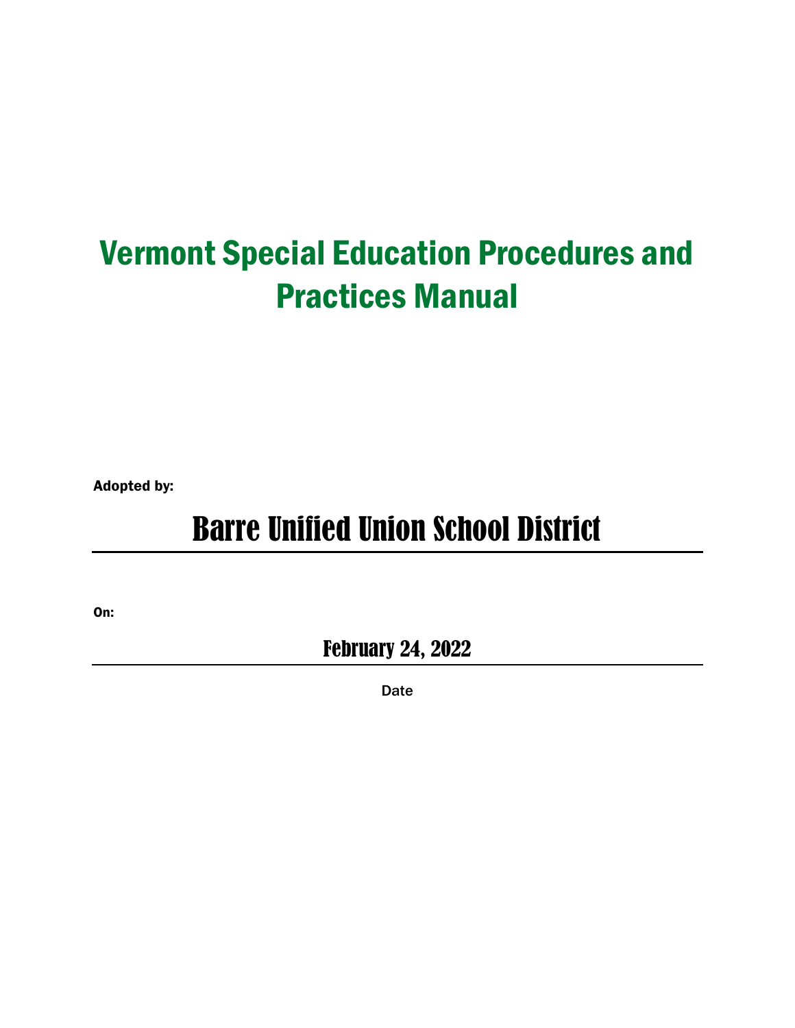# Vermont Special Education Procedures and Practices Manual

**Adopted by:**

Barre Unified Union School District

**On:**

February 24, 2022

Date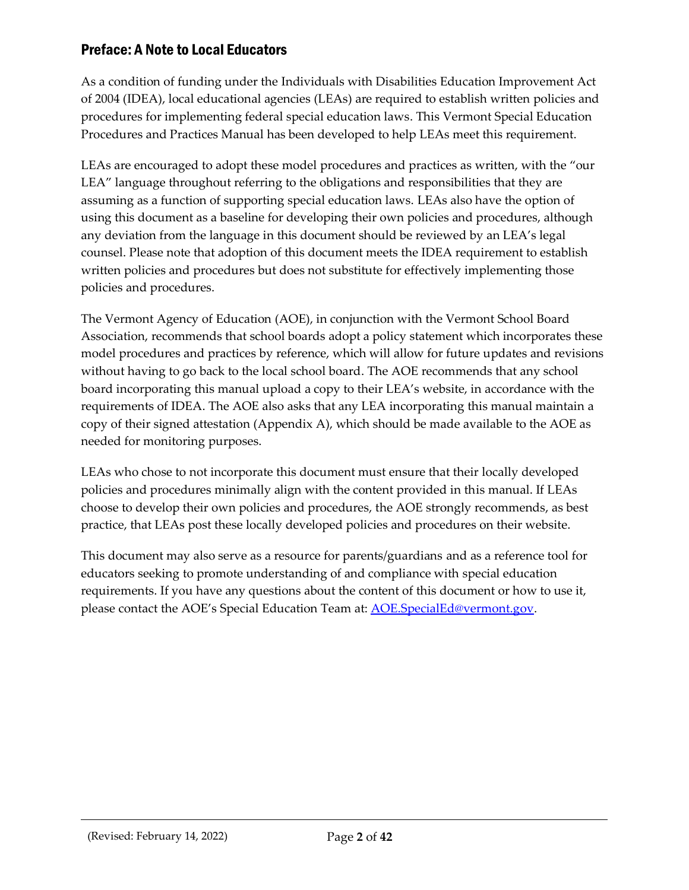## Preface: A Note to Local Educators

As a condition of funding under the Individuals with Disabilities Education Improvement Act of 2004 (IDEA), local educational agencies (LEAs) are required to establish written policies and procedures for implementing federal special education laws. This Vermont Special Education Procedures and Practices Manual has been developed to help LEAs meet this requirement.

LEAs are encouraged to adopt these model procedures and practices as written, with the "our LEA" language throughout referring to the obligations and responsibilities that they are assuming as a function of supporting special education laws. LEAs also have the option of using this document as a baseline for developing their own policies and procedures, although any deviation from the language in this document should be reviewed by an LEA's legal counsel. Please note that adoption of this document meets the IDEA requirement to establish written policies and procedures but does not substitute for effectively implementing those policies and procedures.

The Vermont Agency of Education (AOE), in conjunction with the Vermont School Board Association, recommends that school boards adopt a policy statement which incorporates these model procedures and practices by reference, which will allow for future updates and revisions without having to go back to the local school board. The AOE recommends that any school board incorporating this manual upload a copy to their LEA's website, in accordance with the requirements of IDEA. The AOE also asks that any LEA incorporating this manual maintain a copy of their signed attestation (Appendix A), which should be made available to the AOE as needed for monitoring purposes.

LEAs who chose to not incorporate this document must ensure that their locally developed policies and procedures minimally align with the content provided in this manual. If LEAs choose to develop their own policies and procedures, the AOE strongly recommends, as best practice, that LEAs post these locally developed policies and procedures on their website.

This document may also serve as a resource for parents/guardians and as a reference tool for educators seeking to promote understanding of and compliance with special education requirements. If you have any questions about the content of this document or how to use it, please contact the AOE's Special Education Team at: [AOE.SpecialEd@vermont.gov](mailto:AOE.SpecialEd@vermont.gov).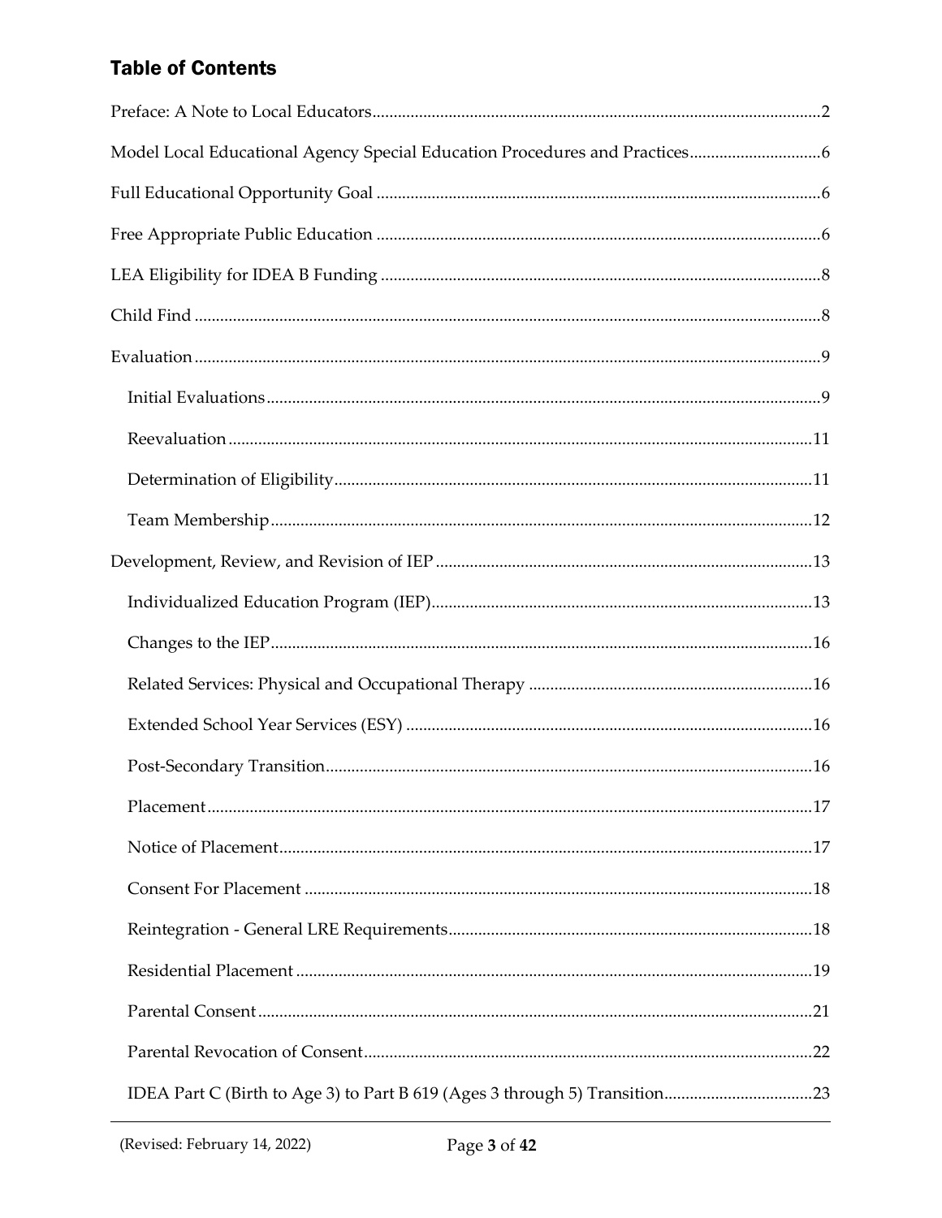## Table of Contents

- Preface: A Note to Local Educators ... 2
- Model Local Educational Agency Special Education Procedures and Practices ... 6
- Full Educational Opportunity Goal ... 6
- Free Appropriate Public Education ... 6
- LEA Eligibility for IDEA B Funding ... 8
- Child Find ... 8
- Evaluation ... 9
  - Initial Evaluations ... 9
  - Reevaluation ... 11
  - Determination of Eligibility ... 11
  - Team Membership ... 12
- Development, Review, and Revision of IEP ... 13
  - Individualized Education Program (IEP) ... 13
  - Changes to the IEP ... 16
  - Related Services: Physical and Occupational Therapy ... 16
  - Extended School Year Services (ESY) ... 16
  - Post-Secondary Transition ... 16
  - Placement ... 17
  - Notice of Placement ... 17
  - Consent For Placement ... 18
  - Reintegration - General LRE Requirements ... 18
  - Residential Placement ... 19
  - Parental Consent ... 21
  - Parental Revocation of Consent ... 22
  - IDEA Part C (Birth to Age 3) to Part B 619 (Ages 3 through 5) Transition ... 23

(Revised: February 14, 2022)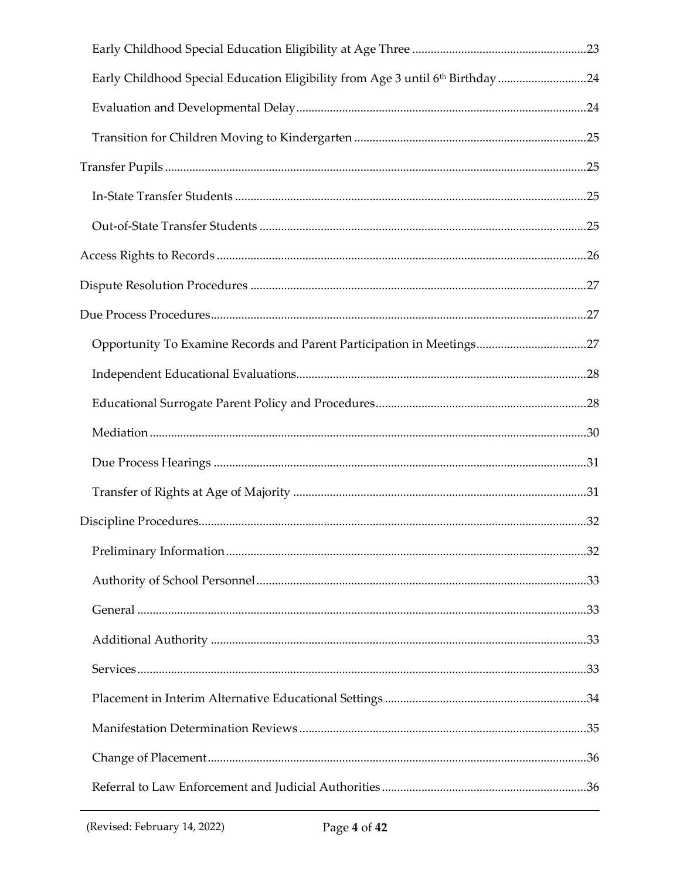- Early Childhood Special Education Eligibility at Age Three ........................................................23
- Early Childhood Special Education Eligibility from Age 3 until 6th Birthday ............................24
- Evaluation and Developmental Delay.............................................................................................24
- Transition for Children Moving to Kindergarten ...........................................................................25

Transfer Pupils ........................................................................................................................................25

- In-State Transfer Students .................................................................................................................25
- Out-of-State Transfer Students ..........................................................................................................25

Access Rights to Records .......................................................................................................................26

Dispute Resolution Procedures ............................................................................................................27

Due Process Procedures.........................................................................................................................27

- Opportunity To Examine Records and Parent Participation in Meetings....................................27
- Independent Educational Evaluations.............................................................................................28
- Educational Surrogate Parent Policy and Procedures....................................................................28
- Mediation .............................................................................................................................................30
- Due Process Hearings .........................................................................................................................31
- Transfer of Rights at Age of Majority ...............................................................................................31

Discipline Procedures.............................................................................................................................32

- Preliminary Information ....................................................................................................................32
- Authority of School Personnel...........................................................................................................33
- General .................................................................................................................................................33
- Additional Authority ..........................................................................................................................33
- Services .................................................................................................................................................33
- Placement in Interim Alternative Educational Settings .................................................................34
- Manifestation Determination Reviews .............................................................................................35
- Change of Placement...........................................................................................................................36
- Referral to Law Enforcement and Judicial Authorities ..................................................................36

(Revised: February 14, 2022)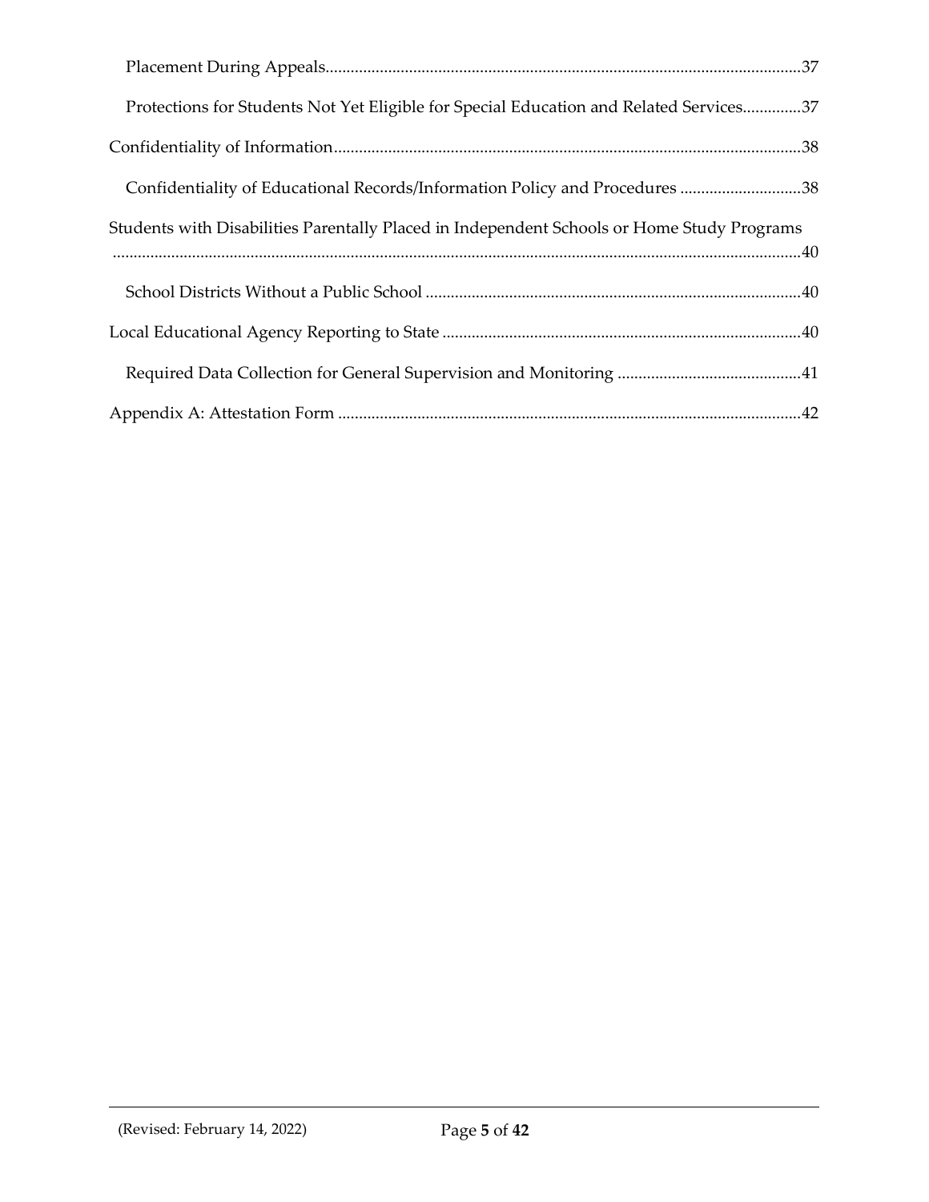- Placement During Appeals.....37
- Protections for Students Not Yet Eligible for Special Education and Related Services.....37

Confidentiality of Information.....38

- Confidentiality of Educational Records/Information Policy and Procedures.....38

Students with Disabilities Parentally Placed in Independent Schools or Home Study Programs.....40

- School Districts Without a Public School.....40

Local Educational Agency Reporting to State.....40

- Required Data Collection for General Supervision and Monitoring.....41

Appendix A: Attestation Form.....42

(Revised: February 14, 2022)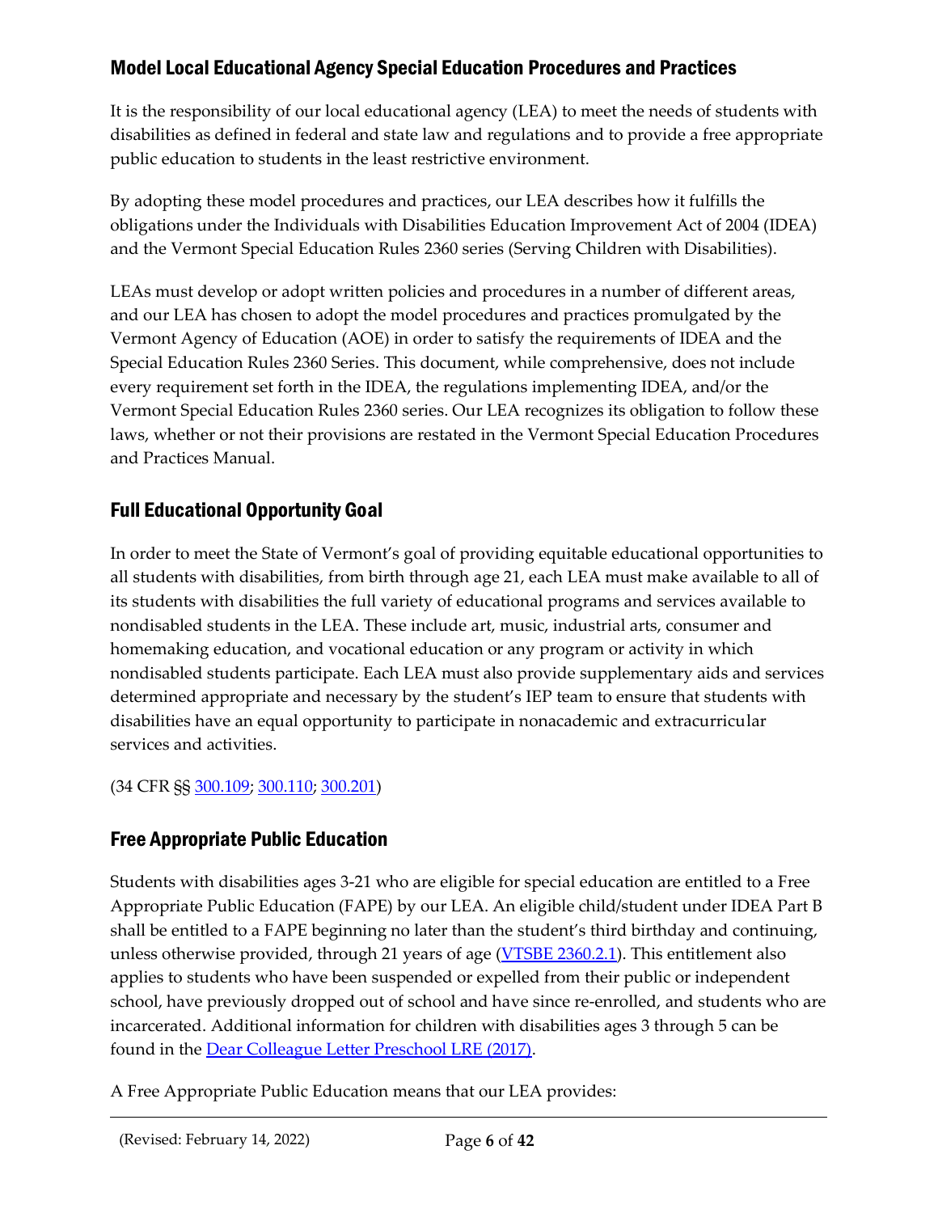## Model Local Educational Agency Special Education Procedures and Practices

It is the responsibility of our local educational agency (LEA) to meet the needs of students with disabilities as defined in federal and state law and regulations and to provide a free appropriate public education to students in the least restrictive environment.

By adopting these model procedures and practices, our LEA describes how it fulfills the obligations under the Individuals with Disabilities Education Improvement Act of 2004 (IDEA) and the Vermont Special Education Rules 2360 series (Serving Children with Disabilities).

LEAs must develop or adopt written policies and procedures in a number of different areas, and our LEA has chosen to adopt the model procedures and practices promulgated by the Vermont Agency of Education (AOE) in order to satisfy the requirements of IDEA and the Special Education Rules 2360 Series. This document, while comprehensive, does not include every requirement set forth in the IDEA, the regulations implementing IDEA, and/or the Vermont Special Education Rules 2360 series. Our LEA recognizes its obligation to follow these laws, whether or not their provisions are restated in the Vermont Special Education Procedures and Practices Manual.

## Full Educational Opportunity Goal

In order to meet the State of Vermont's goal of providing equitable educational opportunities to all students with disabilities, from birth through age 21, each LEA must make available to all of its students with disabilities the full variety of educational programs and services available to nondisabled students in the LEA. These include art, music, industrial arts, consumer and homemaking education, and vocational education or any program or activity in which nondisabled students participate. Each LEA must also provide supplementary aids and services determined appropriate and necessary by the student's IEP team to ensure that students with disabilities have an equal opportunity to participate in nonacademic and extracurricular services and activities.

(34 CFR §§ 300.109; 300.110; 300.201)

## Free Appropriate Public Education

Students with disabilities ages 3-21 who are eligible for special education are entitled to a Free Appropriate Public Education (FAPE) by our LEA. An eligible child/student under IDEA Part B shall be entitled to a FAPE beginning no later than the student's third birthday and continuing, unless otherwise provided, through 21 years of age (VTSBE 2360.2.1). This entitlement also applies to students who have been suspended or expelled from their public or independent school, have previously dropped out of school and have since re-enrolled, and students who are incarcerated. Additional information for children with disabilities ages 3 through 5 can be found in the Dear Colleague Letter Preschool LRE (2017).

A Free Appropriate Public Education means that our LEA provides: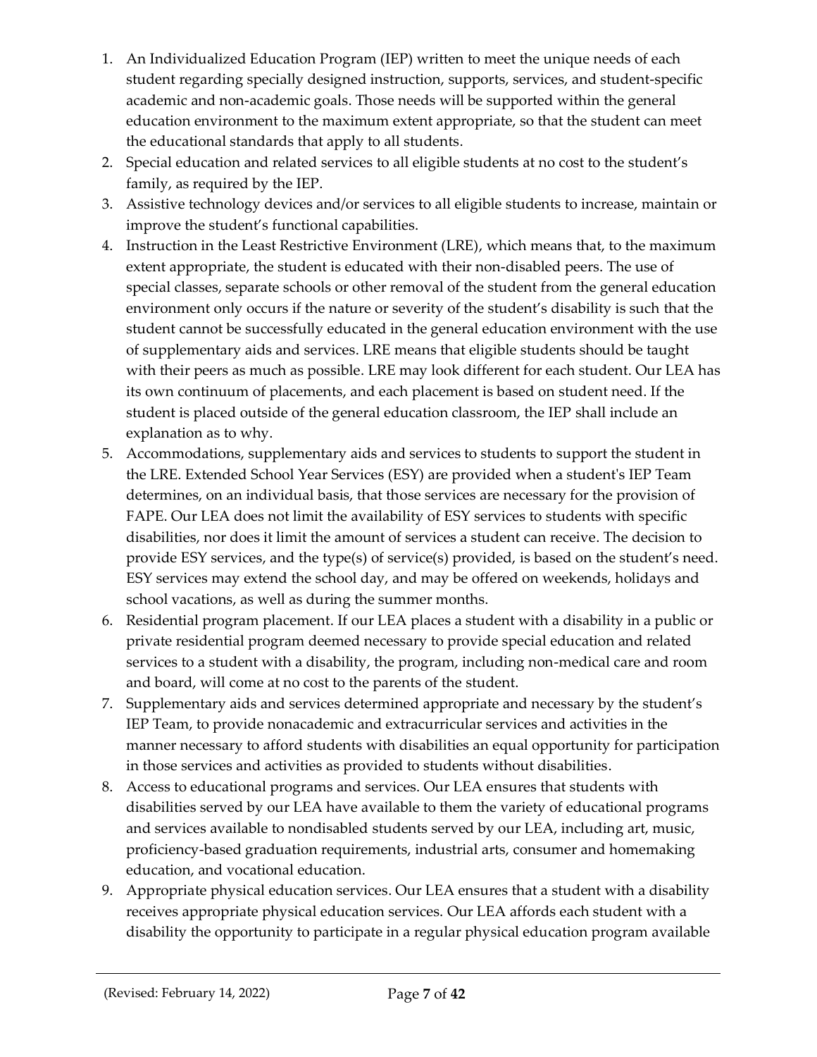1. An Individualized Education Program (IEP) written to meet the unique needs of each student regarding specially designed instruction, supports, services, and student-specific academic and non-academic goals. Those needs will be supported within the general education environment to the maximum extent appropriate, so that the student can meet the educational standards that apply to all students.
2. Special education and related services to all eligible students at no cost to the student's family, as required by the IEP.
3. Assistive technology devices and/or services to all eligible students to increase, maintain or improve the student's functional capabilities.
4. Instruction in the Least Restrictive Environment (LRE), which means that, to the maximum extent appropriate, the student is educated with their non-disabled peers. The use of special classes, separate schools or other removal of the student from the general education environment only occurs if the nature or severity of the student's disability is such that the student cannot be successfully educated in the general education environment with the use of supplementary aids and services. LRE means that eligible students should be taught with their peers as much as possible. LRE may look different for each student. Our LEA has its own continuum of placements, and each placement is based on student need. If the student is placed outside of the general education classroom, the IEP shall include an explanation as to why.
5. Accommodations, supplementary aids and services to students to support the student in the LRE. Extended School Year Services (ESY) are provided when a student's IEP Team determines, on an individual basis, that those services are necessary for the provision of FAPE. Our LEA does not limit the availability of ESY services to students with specific disabilities, nor does it limit the amount of services a student can receive. The decision to provide ESY services, and the type(s) of service(s) provided, is based on the student's need. ESY services may extend the school day, and may be offered on weekends, holidays and school vacations, as well as during the summer months.
6. Residential program placement. If our LEA places a student with a disability in a public or private residential program deemed necessary to provide special education and related services to a student with a disability, the program, including non-medical care and room and board, will come at no cost to the parents of the student.
7. Supplementary aids and services determined appropriate and necessary by the student's IEP Team, to provide nonacademic and extracurricular services and activities in the manner necessary to afford students with disabilities an equal opportunity for participation in those services and activities as provided to students without disabilities.
8. Access to educational programs and services. Our LEA ensures that students with disabilities served by our LEA have available to them the variety of educational programs and services available to nondisabled students served by our LEA, including art, music, proficiency-based graduation requirements, industrial arts, consumer and homemaking education, and vocational education.
9. Appropriate physical education services. Our LEA ensures that a student with a disability receives appropriate physical education services. Our LEA affords each student with a disability the opportunity to participate in a regular physical education program available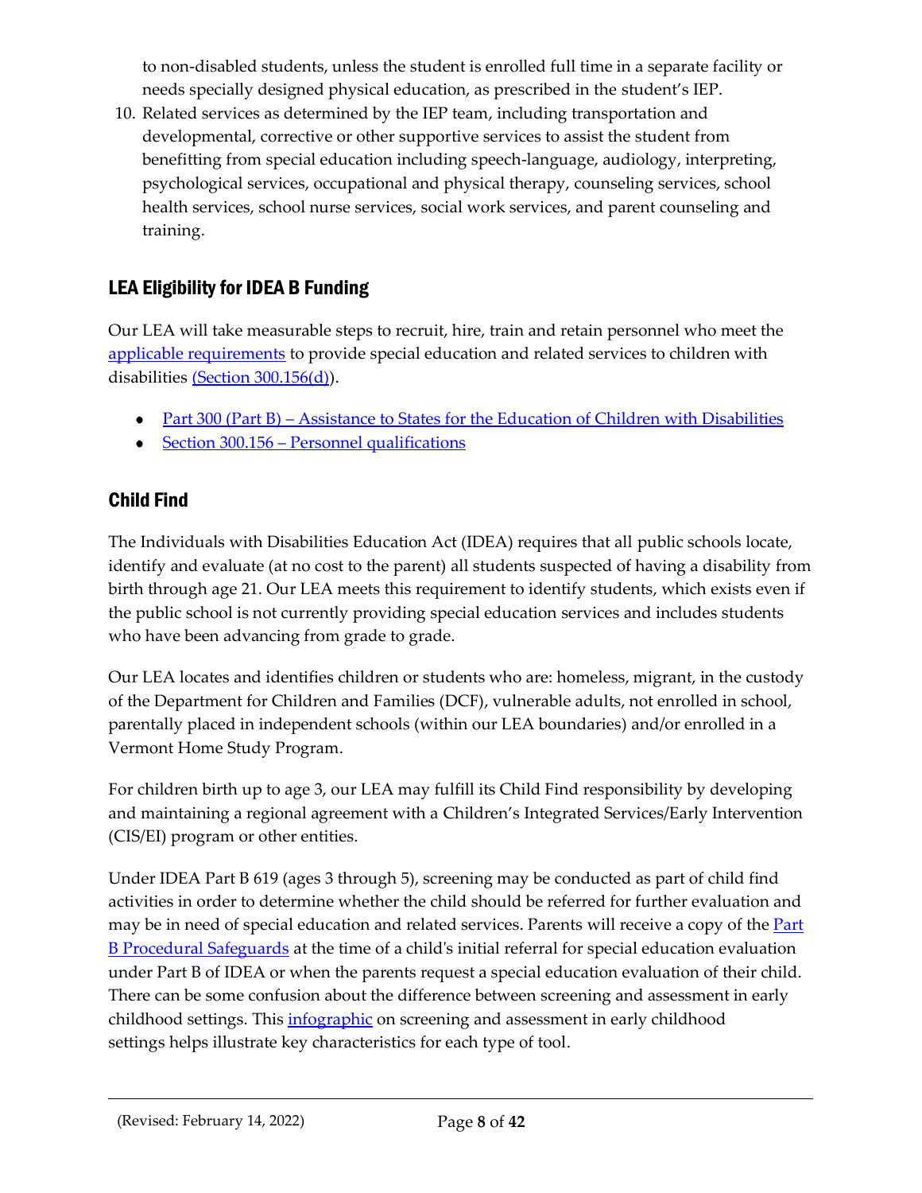to non-disabled students, unless the student is enrolled full time in a separate facility or needs specially designed physical education, as prescribed in the student's IEP.

10. Related services as determined by the IEP team, including transportation and developmental, corrective or other supportive services to assist the student from benefitting from special education including speech-language, audiology, interpreting, psychological services, occupational and physical therapy, counseling services, school health services, school nurse services, social work services, and parent counseling and training.

## LEA Eligibility for IDEA B Funding

Our LEA will take measurable steps to recruit, hire, train and retain personnel who meet the [applicable requirements]() to provide special education and related services to children with disabilities [(Section 300.156(d))]().

- [Part 300 (Part B) – Assistance to States for the Education of Children with Disabilities]()
- [Section 300.156 – Personnel qualifications]()

## Child Find

The Individuals with Disabilities Education Act (IDEA) requires that all public schools locate, identify and evaluate (at no cost to the parent) all students suspected of having a disability from birth through age 21. Our LEA meets this requirement to identify students, which exists even if the public school is not currently providing special education services and includes students who have been advancing from grade to grade.

Our LEA locates and identifies children or students who are: homeless, migrant, in the custody of the Department for Children and Families (DCF), vulnerable adults, not enrolled in school, parentally placed in independent schools (within our LEA boundaries) and/or enrolled in a Vermont Home Study Program.

For children birth up to age 3, our LEA may fulfill its Child Find responsibility by developing and maintaining a regional agreement with a Children's Integrated Services/Early Intervention (CIS/EI) program or other entities.

Under IDEA Part B 619 (ages 3 through 5), screening may be conducted as part of child find activities in order to determine whether the child should be referred for further evaluation and may be in need of special education and related services. Parents will receive a copy of the [Part B Procedural Safeguards]() at the time of a child's initial referral for special education evaluation under Part B of IDEA or when the parents request a special education evaluation of their child. There can be some confusion about the difference between screening and assessment in early childhood settings. This [infographic]() on screening and assessment in early childhood settings helps illustrate key characteristics for each type of tool.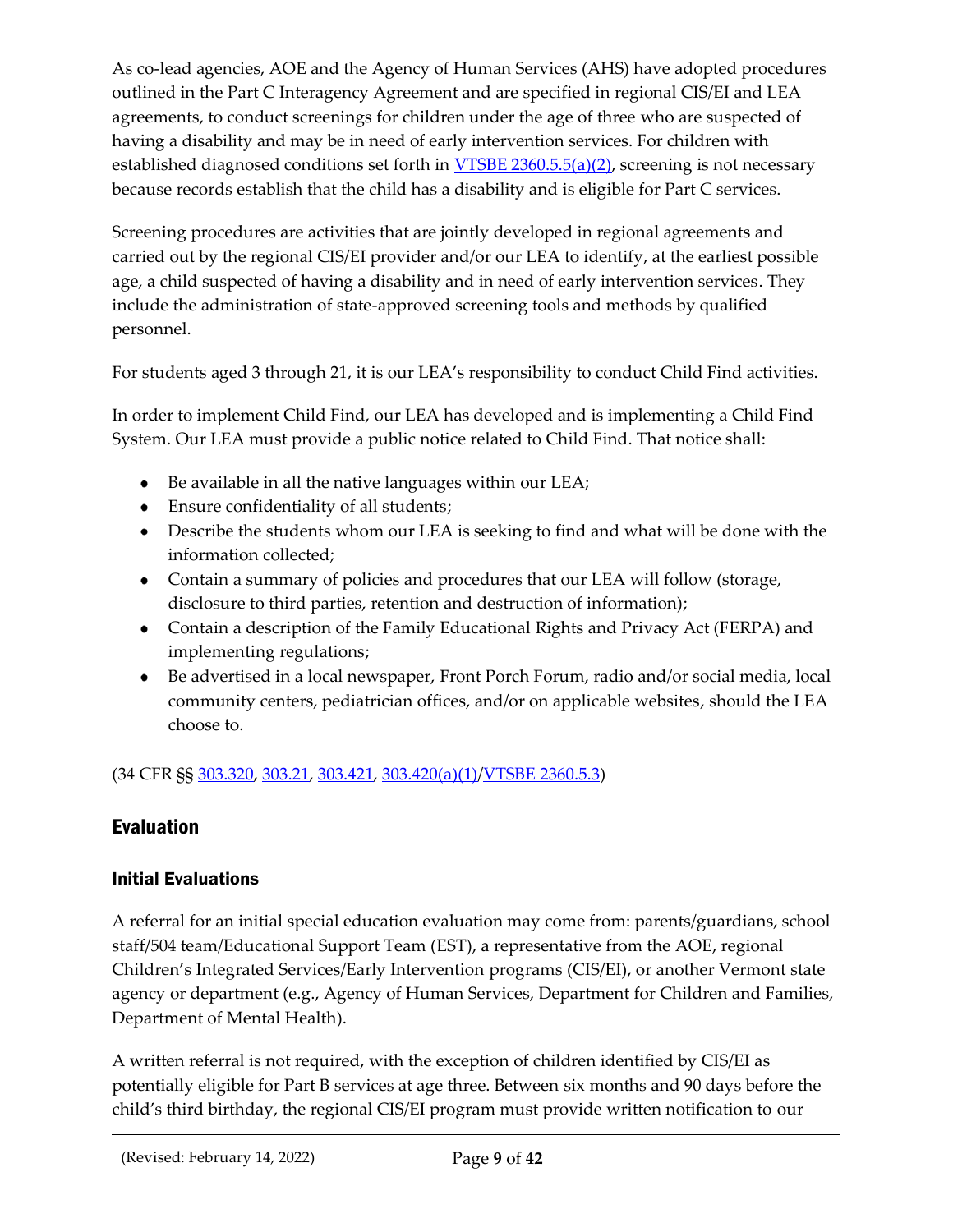As co-lead agencies, AOE and the Agency of Human Services (AHS) have adopted procedures outlined in the Part C Interagency Agreement and are specified in regional CIS/EI and LEA agreements, to conduct screenings for children under the age of three who are suspected of having a disability and may be in need of early intervention services. For children with established diagnosed conditions set forth in VTSBE 2360.5.5(a)(2), screening is not necessary because records establish that the child has a disability and is eligible for Part C services.

Screening procedures are activities that are jointly developed in regional agreements and carried out by the regional CIS/EI provider and/or our LEA to identify, at the earliest possible age, a child suspected of having a disability and in need of early intervention services. They include the administration of state-approved screening tools and methods by qualified personnel.

For students aged 3 through 21, it is our LEA's responsibility to conduct Child Find activities.

In order to implement Child Find, our LEA has developed and is implementing a Child Find System. Our LEA must provide a public notice related to Child Find. That notice shall:

- Be available in all the native languages within our LEA;
- Ensure confidentiality of all students;
- Describe the students whom our LEA is seeking to find and what will be done with the information collected;
- Contain a summary of policies and procedures that our LEA will follow (storage, disclosure to third parties, retention and destruction of information);
- Contain a description of the Family Educational Rights and Privacy Act (FERPA) and implementing regulations;
- Be advertised in a local newspaper, Front Porch Forum, radio and/or social media, local community centers, pediatrician offices, and/or on applicable websites, should the LEA choose to.

(34 CFR §§ 303.320, 303.21, 303.421, 303.420(a)(1)/VTSBE 2360.5.3)

## Evaluation

### Initial Evaluations

A referral for an initial special education evaluation may come from: parents/guardians, school staff/504 team/Educational Support Team (EST), a representative from the AOE, regional Children's Integrated Services/Early Intervention programs (CIS/EI), or another Vermont state agency or department (e.g., Agency of Human Services, Department for Children and Families, Department of Mental Health).

A written referral is not required, with the exception of children identified by CIS/EI as potentially eligible for Part B services at age three. Between six months and 90 days before the child's third birthday, the regional CIS/EI program must provide written notification to our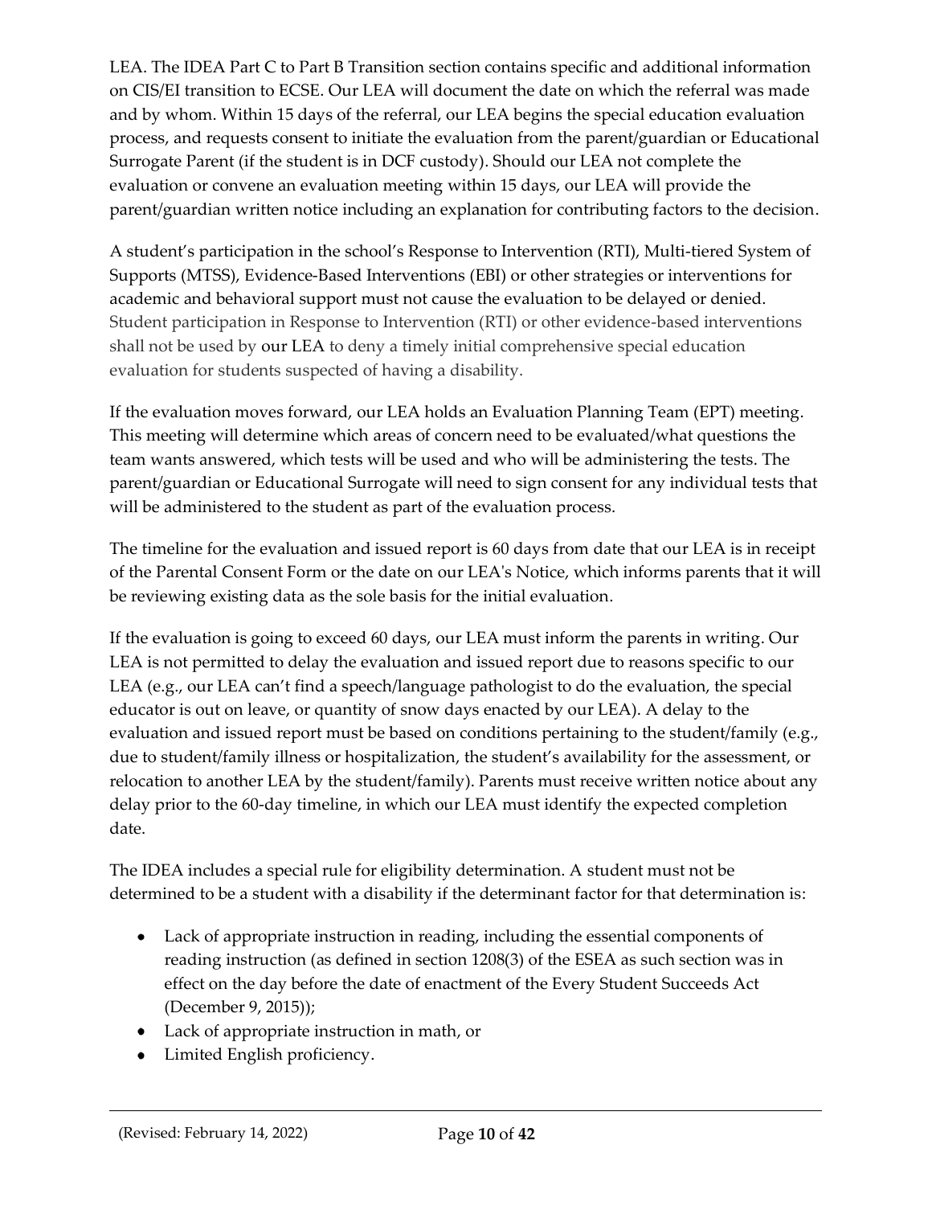LEA. The IDEA Part C to Part B Transition section contains specific and additional information on CIS/EI transition to ECSE. Our LEA will document the date on which the referral was made and by whom. Within 15 days of the referral, our LEA begins the special education evaluation process, and requests consent to initiate the evaluation from the parent/guardian or Educational Surrogate Parent (if the student is in DCF custody). Should our LEA not complete the evaluation or convene an evaluation meeting within 15 days, our LEA will provide the parent/guardian written notice including an explanation for contributing factors to the decision.

A student's participation in the school's Response to Intervention (RTI), Multi-tiered System of Supports (MTSS), Evidence-Based Interventions (EBI) or other strategies or interventions for academic and behavioral support must not cause the evaluation to be delayed or denied. Student participation in Response to Intervention (RTI) or other evidence-based interventions shall not be used by our LEA to deny a timely initial comprehensive special education evaluation for students suspected of having a disability.

If the evaluation moves forward, our LEA holds an Evaluation Planning Team (EPT) meeting. This meeting will determine which areas of concern need to be evaluated/what questions the team wants answered, which tests will be used and who will be administering the tests. The parent/guardian or Educational Surrogate will need to sign consent for any individual tests that will be administered to the student as part of the evaluation process.

The timeline for the evaluation and issued report is 60 days from date that our LEA is in receipt of the Parental Consent Form or the date on our LEA's Notice, which informs parents that it will be reviewing existing data as the sole basis for the initial evaluation.

If the evaluation is going to exceed 60 days, our LEA must inform the parents in writing. Our LEA is not permitted to delay the evaluation and issued report due to reasons specific to our LEA (e.g., our LEA can't find a speech/language pathologist to do the evaluation, the special educator is out on leave, or quantity of snow days enacted by our LEA). A delay to the evaluation and issued report must be based on conditions pertaining to the student/family (e.g., due to student/family illness or hospitalization, the student's availability for the assessment, or relocation to another LEA by the student/family). Parents must receive written notice about any delay prior to the 60-day timeline, in which our LEA must identify the expected completion date.

The IDEA includes a special rule for eligibility determination. A student must not be determined to be a student with a disability if the determinant factor for that determination is:

- Lack of appropriate instruction in reading, including the essential components of reading instruction (as defined in section 1208(3) of the ESEA as such section was in effect on the day before the date of enactment of the Every Student Succeeds Act (December 9, 2015));
- Lack of appropriate instruction in math, or
- Limited English proficiency.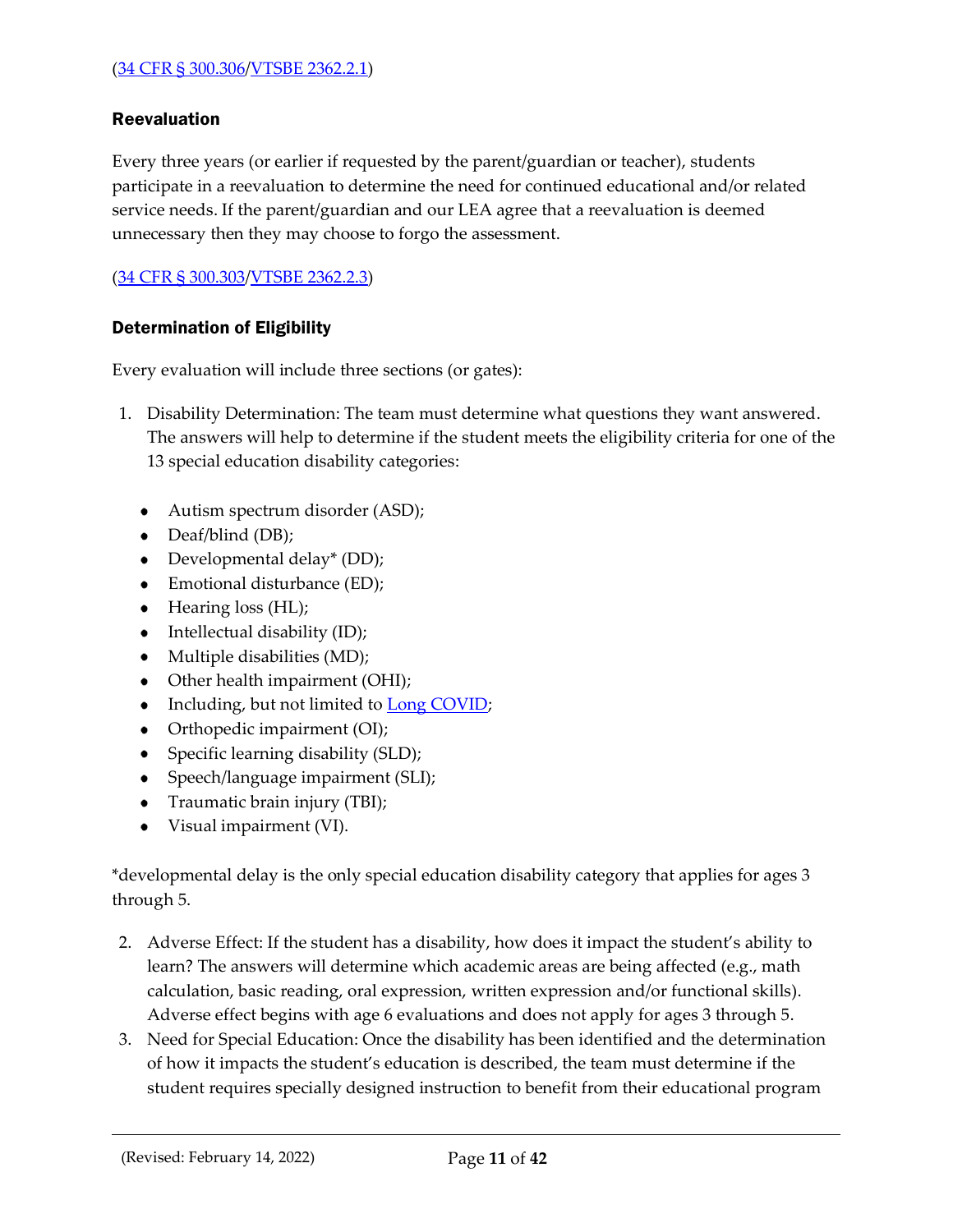([34 CFR § 300.306](#)/[VTSBE 2362.2.1](#))

### Reevaluation

Every three years (or earlier if requested by the parent/guardian or teacher), students participate in a reevaluation to determine the need for continued educational and/or related service needs. If the parent/guardian and our LEA agree that a reevaluation is deemed unnecessary then they may choose to forgo the assessment.

([34 CFR § 300.303](#)/[VTSBE 2362.2.3](#))

### Determination of Eligibility

Every evaluation will include three sections (or gates):

1. Disability Determination: The team must determine what questions they want answered. The answers will help to determine if the student meets the eligibility criteria for one of the 13 special education disability categories:

    - Autism spectrum disorder (ASD);
    - Deaf/blind (DB);
    - Developmental delay* (DD);
    - Emotional disturbance (ED);
    - Hearing loss (HL);
    - Intellectual disability (ID);
    - Multiple disabilities (MD);
    - Other health impairment (OHI);
    - Including, but not limited to [Long COVID](#);
    - Orthopedic impairment (OI);
    - Specific learning disability (SLD);
    - Speech/language impairment (SLI);
    - Traumatic brain injury (TBI);
    - Visual impairment (VI).

*developmental delay is the only special education disability category that applies for ages 3 through 5.

2. Adverse Effect: If the student has a disability, how does it impact the student's ability to learn? The answers will determine which academic areas are being affected (e.g., math calculation, basic reading, oral expression, written expression and/or functional skills). Adverse effect begins with age 6 evaluations and does not apply for ages 3 through 5.
3. Need for Special Education: Once the disability has been identified and the determination of how it impacts the student's education is described, the team must determine if the student requires specially designed instruction to benefit from their educational program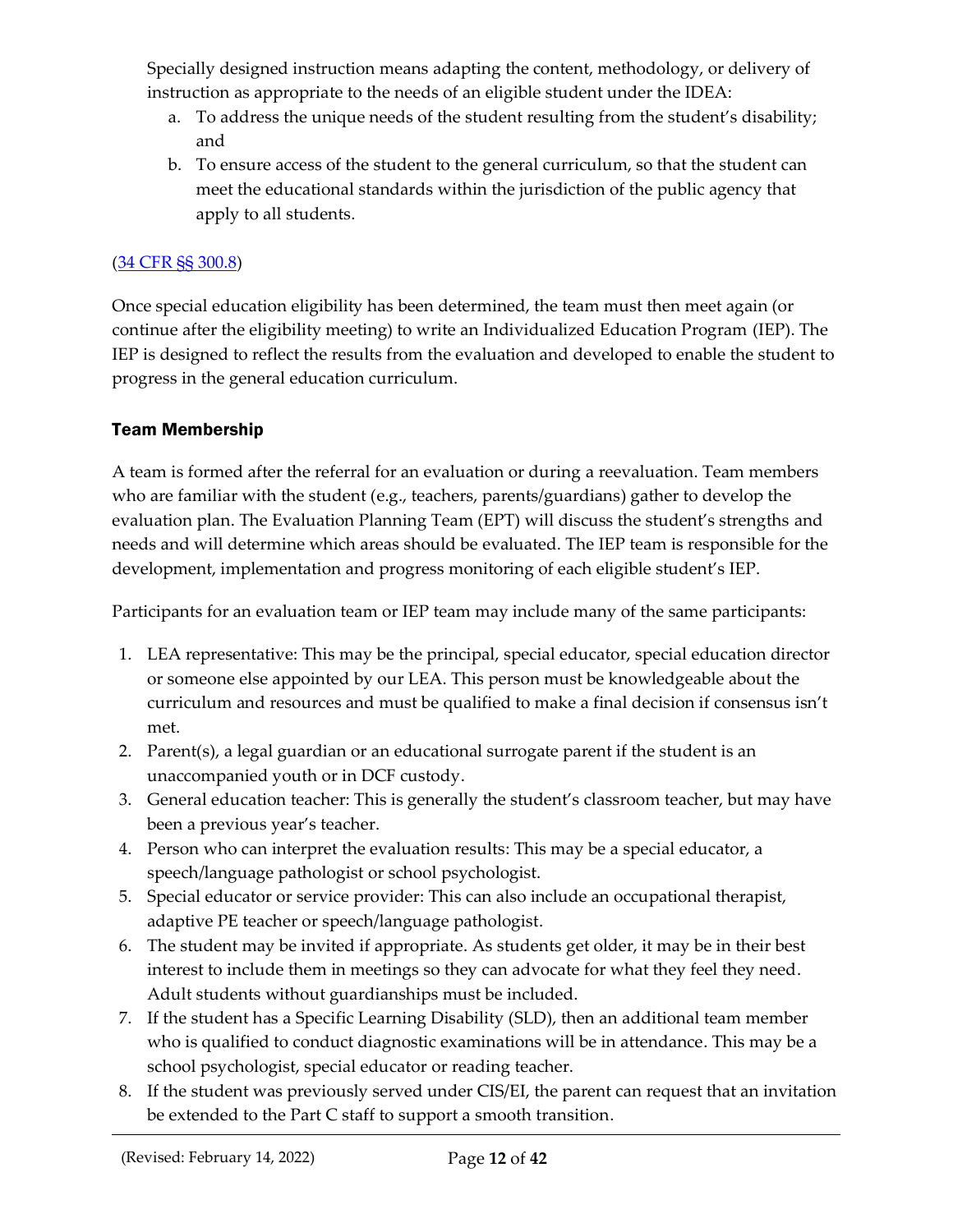Specially designed instruction means adapting the content, methodology, or delivery of instruction as appropriate to the needs of an eligible student under the IDEA:

a. To address the unique needs of the student resulting from the student's disability; and
b. To ensure access of the student to the general curriculum, so that the student can meet the educational standards within the jurisdiction of the public agency that apply to all students.

([34 CFR §§ 300.8](#))

Once special education eligibility has been determined, the team must then meet again (or continue after the eligibility meeting) to write an Individualized Education Program (IEP). The IEP is designed to reflect the results from the evaluation and developed to enable the student to progress in the general education curriculum.

### Team Membership

A team is formed after the referral for an evaluation or during a reevaluation. Team members who are familiar with the student (e.g., teachers, parents/guardians) gather to develop the evaluation plan. The Evaluation Planning Team (EPT) will discuss the student's strengths and needs and will determine which areas should be evaluated. The IEP team is responsible for the development, implementation and progress monitoring of each eligible student's IEP.

Participants for an evaluation team or IEP team may include many of the same participants:

1. LEA representative: This may be the principal, special educator, special education director or someone else appointed by our LEA. This person must be knowledgeable about the curriculum and resources and must be qualified to make a final decision if consensus isn't met.
2. Parent(s), a legal guardian or an educational surrogate parent if the student is an unaccompanied youth or in DCF custody.
3. General education teacher: This is generally the student's classroom teacher, but may have been a previous year's teacher.
4. Person who can interpret the evaluation results: This may be a special educator, a speech/language pathologist or school psychologist.
5. Special educator or service provider: This can also include an occupational therapist, adaptive PE teacher or speech/language pathologist.
6. The student may be invited if appropriate. As students get older, it may be in their best interest to include them in meetings so they can advocate for what they feel they need. Adult students without guardianships must be included.
7. If the student has a Specific Learning Disability (SLD), then an additional team member who is qualified to conduct diagnostic examinations will be in attendance. This may be a school psychologist, special educator or reading teacher.
8. If the student was previously served under CIS/EI, the parent can request that an invitation be extended to the Part C staff to support a smooth transition.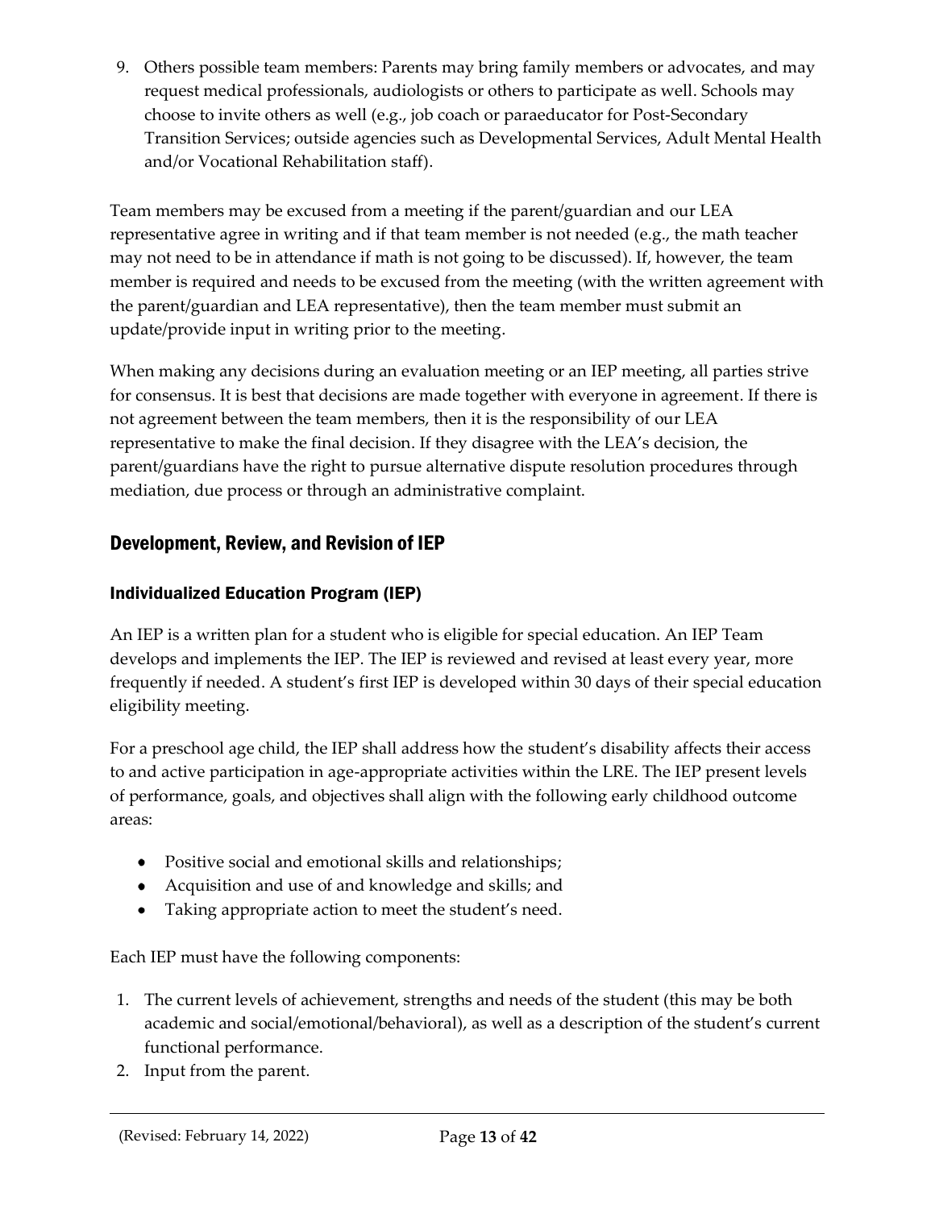9. Others possible team members: Parents may bring family members or advocates, and may request medical professionals, audiologists or others to participate as well. Schools may choose to invite others as well (e.g., job coach or paraeducator for Post-Secondary Transition Services; outside agencies such as Developmental Services, Adult Mental Health and/or Vocational Rehabilitation staff).

Team members may be excused from a meeting if the parent/guardian and our LEA representative agree in writing and if that team member is not needed (e.g., the math teacher may not need to be in attendance if math is not going to be discussed). If, however, the team member is required and needs to be excused from the meeting (with the written agreement with the parent/guardian and LEA representative), then the team member must submit an update/provide input in writing prior to the meeting.

When making any decisions during an evaluation meeting or an IEP meeting, all parties strive for consensus. It is best that decisions are made together with everyone in agreement. If there is not agreement between the team members, then it is the responsibility of our LEA representative to make the final decision. If they disagree with the LEA's decision, the parent/guardians have the right to pursue alternative dispute resolution procedures through mediation, due process or through an administrative complaint.

## Development, Review, and Revision of IEP

### Individualized Education Program (IEP)

An IEP is a written plan for a student who is eligible for special education. An IEP Team develops and implements the IEP. The IEP is reviewed and revised at least every year, more frequently if needed. A student's first IEP is developed within 30 days of their special education eligibility meeting.

For a preschool age child, the IEP shall address how the student's disability affects their access to and active participation in age-appropriate activities within the LRE. The IEP present levels of performance, goals, and objectives shall align with the following early childhood outcome areas:

- Positive social and emotional skills and relationships;
- Acquisition and use of and knowledge and skills; and
- Taking appropriate action to meet the student's need.

Each IEP must have the following components:

1. The current levels of achievement, strengths and needs of the student (this may be both academic and social/emotional/behavioral), as well as a description of the student's current functional performance.
2. Input from the parent.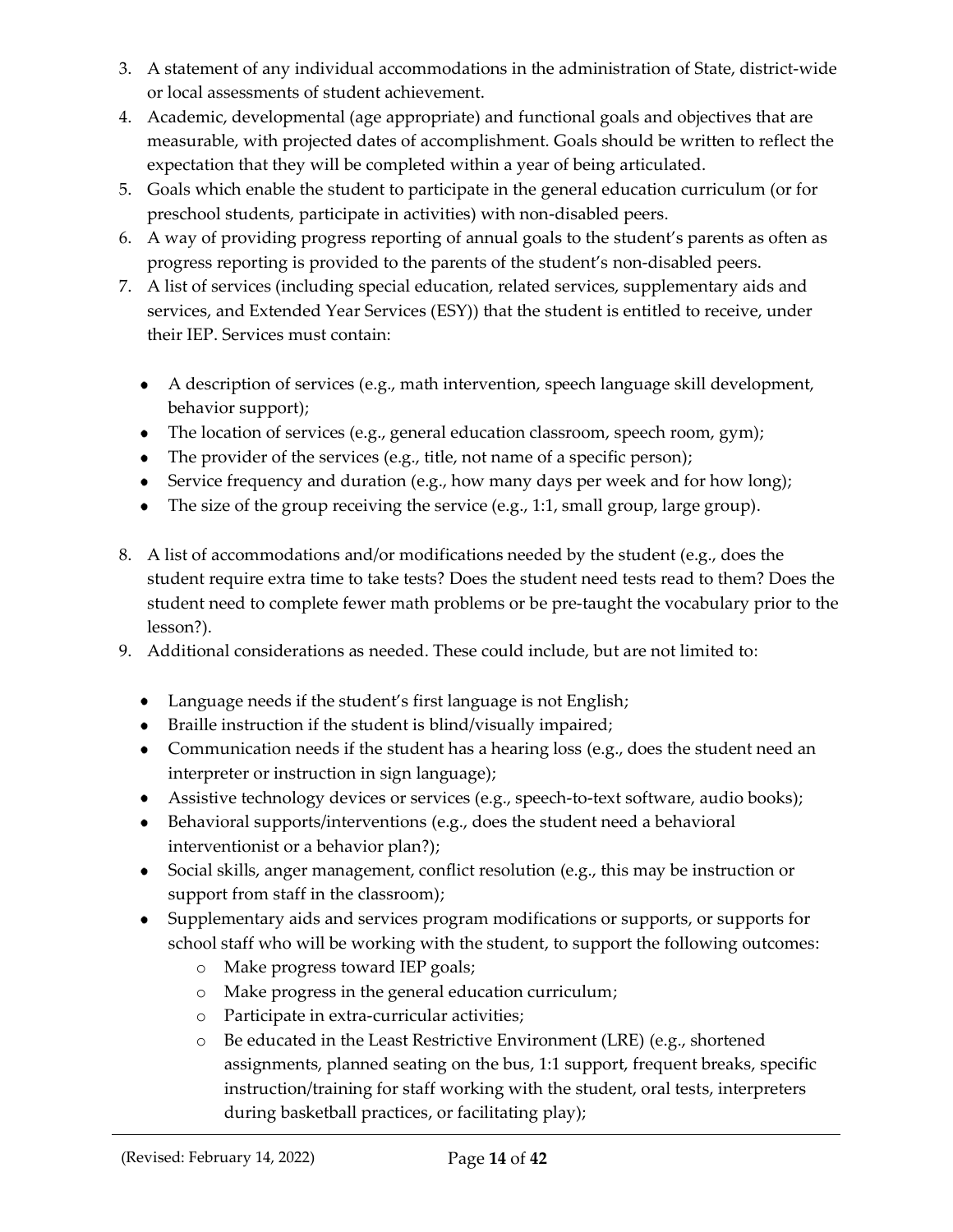3. A statement of any individual accommodations in the administration of State, district-wide or local assessments of student achievement.
4. Academic, developmental (age appropriate) and functional goals and objectives that are measurable, with projected dates of accomplishment. Goals should be written to reflect the expectation that they will be completed within a year of being articulated.
5. Goals which enable the student to participate in the general education curriculum (or for preschool students, participate in activities) with non-disabled peers.
6. A way of providing progress reporting of annual goals to the student's parents as often as progress reporting is provided to the parents of the student's non-disabled peers.
7. A list of services (including special education, related services, supplementary aids and services, and Extended Year Services (ESY)) that the student is entitled to receive, under their IEP. Services must contain:

    - A description of services (e.g., math intervention, speech language skill development, behavior support);
    - The location of services (e.g., general education classroom, speech room, gym);
    - The provider of the services (e.g., title, not name of a specific person);
    - Service frequency and duration (e.g., how many days per week and for how long);
    - The size of the group receiving the service (e.g., 1:1, small group, large group).

8. A list of accommodations and/or modifications needed by the student (e.g., does the student require extra time to take tests? Does the student need tests read to them? Does the student need to complete fewer math problems or be pre-taught the vocabulary prior to the lesson?).
9. Additional considerations as needed. These could include, but are not limited to:

    - Language needs if the student's first language is not English;
    - Braille instruction if the student is blind/visually impaired;
    - Communication needs if the student has a hearing loss (e.g., does the student need an interpreter or instruction in sign language);
    - Assistive technology devices or services (e.g., speech-to-text software, audio books);
    - Behavioral supports/interventions (e.g., does the student need a behavioral interventionist or a behavior plan?);
    - Social skills, anger management, conflict resolution (e.g., this may be instruction or support from staff in the classroom);
    - Supplementary aids and services program modifications or supports, or supports for school staff who will be working with the student, to support the following outcomes:
        - Make progress toward IEP goals;
        - Make progress in the general education curriculum;
        - Participate in extra-curricular activities;
        - Be educated in the Least Restrictive Environment (LRE) (e.g., shortened assignments, planned seating on the bus, 1:1 support, frequent breaks, specific instruction/training for staff working with the student, oral tests, interpreters during basketball practices, or facilitating play);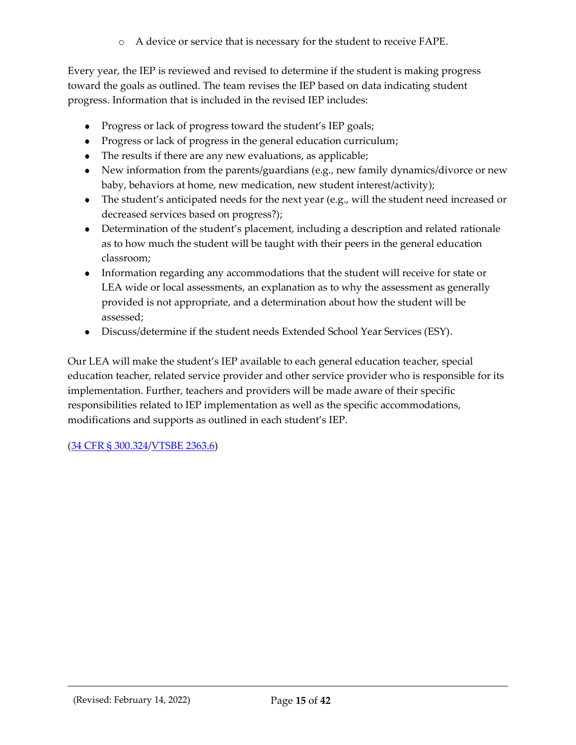- A device or service that is necessary for the student to receive FAPE.

Every year, the IEP is reviewed and revised to determine if the student is making progress toward the goals as outlined. The team revises the IEP based on data indicating student progress. Information that is included in the revised IEP includes:

- Progress or lack of progress toward the student's IEP goals;
- Progress or lack of progress in the general education curriculum;
- The results if there are any new evaluations, as applicable;
- New information from the parents/guardians (e.g., new family dynamics/divorce or new baby, behaviors at home, new medication, new student interest/activity);
- The student's anticipated needs for the next year (e.g., will the student need increased or decreased services based on progress?);
- Determination of the student's placement, including a description and related rationale as to how much the student will be taught with their peers in the general education classroom;
- Information regarding any accommodations that the student will receive for state or LEA wide or local assessments, an explanation as to why the assessment as generally provided is not appropriate, and a determination about how the student will be assessed;
- Discuss/determine if the student needs Extended School Year Services (ESY).

Our LEA will make the student's IEP available to each general education teacher, special education teacher, related service provider and other service provider who is responsible for its implementation. Further, teachers and providers will be made aware of their specific responsibilities related to IEP implementation as well as the specific accommodations, modifications and supports as outlined in each student's IEP.

(34 CFR § 300.324/VTSBE 2363.6)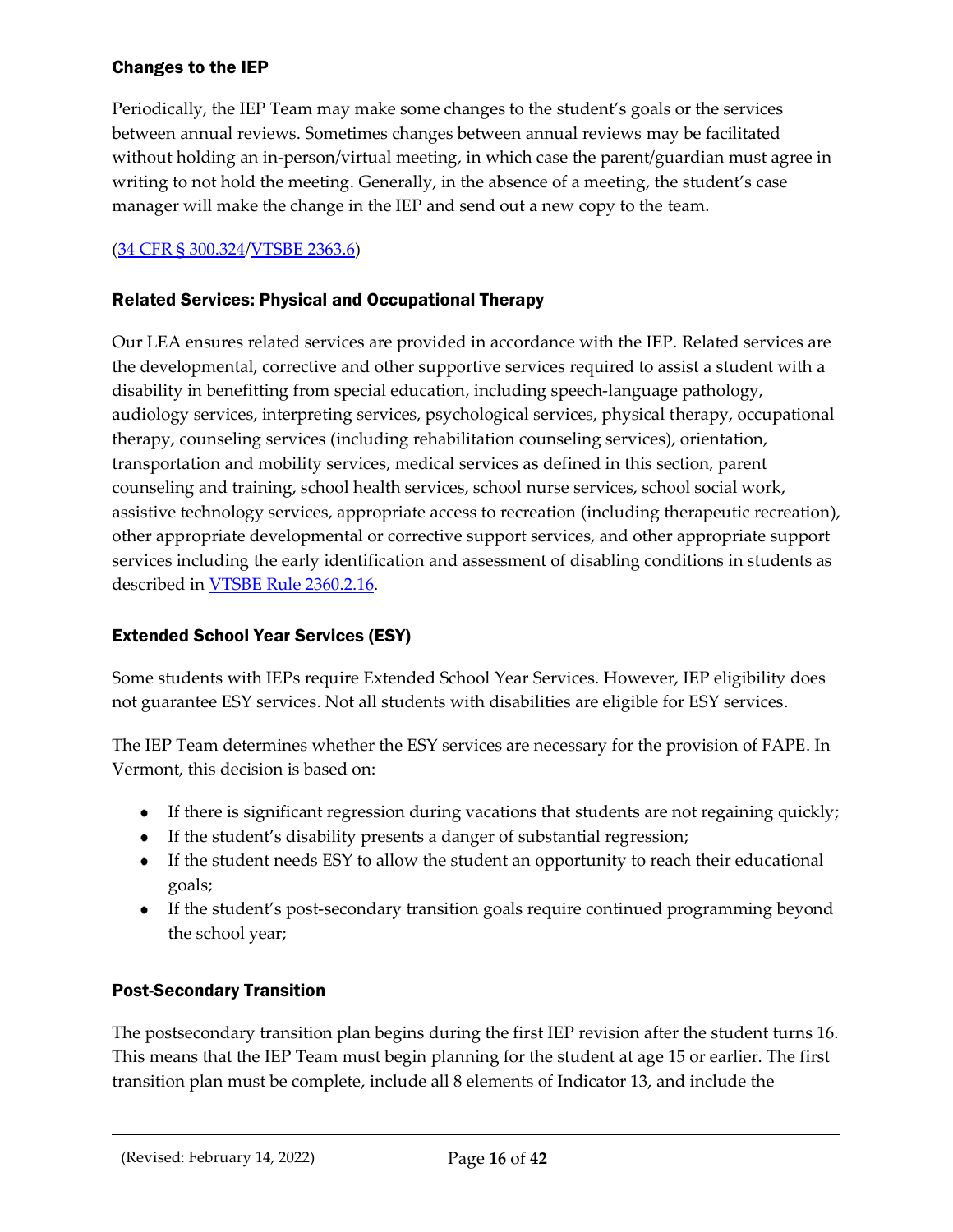### Changes to the IEP

Periodically, the IEP Team may make some changes to the student's goals or the services between annual reviews. Sometimes changes between annual reviews may be facilitated without holding an in-person/virtual meeting, in which case the parent/guardian must agree in writing to not hold the meeting. Generally, in the absence of a meeting, the student's case manager will make the change in the IEP and send out a new copy to the team.

([34 CFR § 300.324](#)/[VTSBE 2363.6](#))

### Related Services: Physical and Occupational Therapy

Our LEA ensures related services are provided in accordance with the IEP. Related services are the developmental, corrective and other supportive services required to assist a student with a disability in benefitting from special education, including speech-language pathology, audiology services, interpreting services, psychological services, physical therapy, occupational therapy, counseling services (including rehabilitation counseling services), orientation, transportation and mobility services, medical services as defined in this section, parent counseling and training, school health services, school nurse services, school social work, assistive technology services, appropriate access to recreation (including therapeutic recreation), other appropriate developmental or corrective support services, and other appropriate support services including the early identification and assessment of disabling conditions in students as described in [VTSBE Rule 2360.2.16](#).

### Extended School Year Services (ESY)

Some students with IEPs require Extended School Year Services. However, IEP eligibility does not guarantee ESY services. Not all students with disabilities are eligible for ESY services.

The IEP Team determines whether the ESY services are necessary for the provision of FAPE. In Vermont, this decision is based on:

- If there is significant regression during vacations that students are not regaining quickly;
- If the student's disability presents a danger of substantial regression;
- If the student needs ESY to allow the student an opportunity to reach their educational goals;
- If the student's post-secondary transition goals require continued programming beyond the school year;

### Post-Secondary Transition

The postsecondary transition plan begins during the first IEP revision after the student turns 16. This means that the IEP Team must begin planning for the student at age 15 or earlier. The first transition plan must be complete, include all 8 elements of Indicator 13, and include the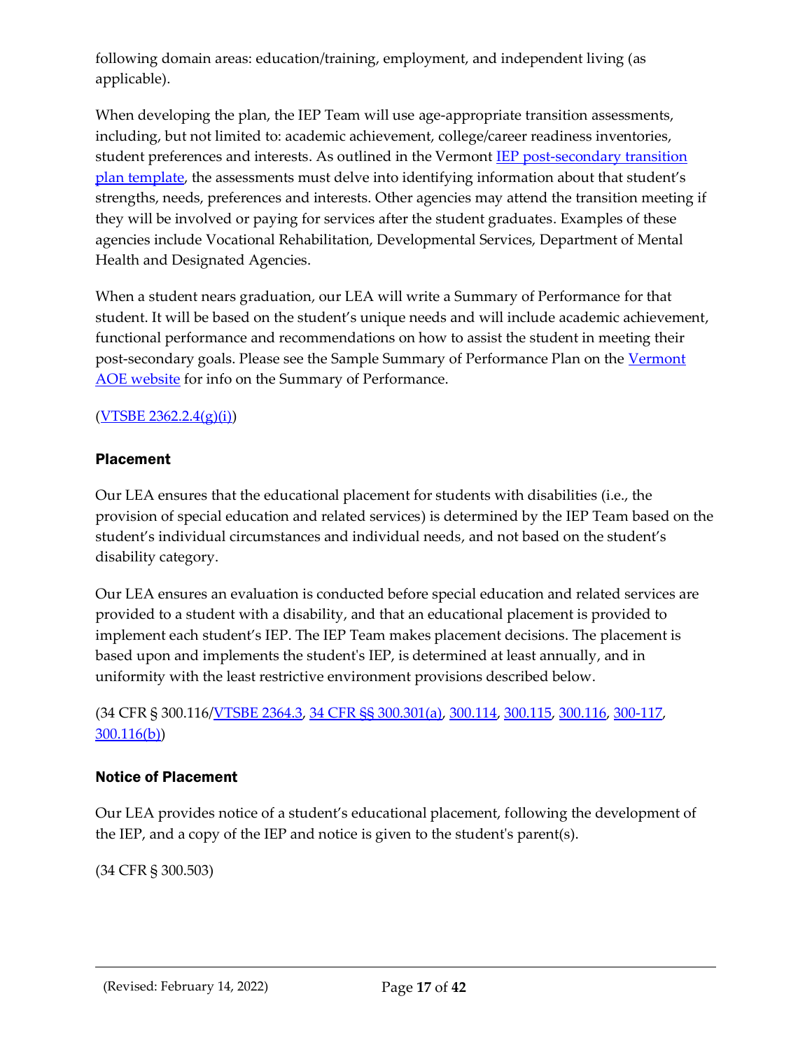following domain areas: education/training, employment, and independent living (as applicable).

When developing the plan, the IEP Team will use age-appropriate transition assessments, including, but not limited to: academic achievement, college/career readiness inventories, student preferences and interests. As outlined in the Vermont IEP post-secondary transition plan template, the assessments must delve into identifying information about that student's strengths, needs, preferences and interests. Other agencies may attend the transition meeting if they will be involved or paying for services after the student graduates. Examples of these agencies include Vocational Rehabilitation, Developmental Services, Department of Mental Health and Designated Agencies.

When a student nears graduation, our LEA will write a Summary of Performance for that student. It will be based on the student's unique needs and will include academic achievement, functional performance and recommendations on how to assist the student in meeting their post-secondary goals. Please see the Sample Summary of Performance Plan on the Vermont AOE website for info on the Summary of Performance.

(VTSBE 2362.2.4(g)(i))

### Placement

Our LEA ensures that the educational placement for students with disabilities (i.e., the provision of special education and related services) is determined by the IEP Team based on the student's individual circumstances and individual needs, and not based on the student's disability category.

Our LEA ensures an evaluation is conducted before special education and related services are provided to a student with a disability, and that an educational placement is provided to implement each student's IEP. The IEP Team makes placement decisions. The placement is based upon and implements the student's IEP, is determined at least annually, and in uniformity with the least restrictive environment provisions described below.

(34 CFR § 300.116/VTSBE 2364.3, 34 CFR §§ 300.301(a), 300.114, 300.115, 300.116, 300-117, 300.116(b))

### Notice of Placement

Our LEA provides notice of a student's educational placement, following the development of the IEP, and a copy of the IEP and notice is given to the student's parent(s).

(34 CFR § 300.503)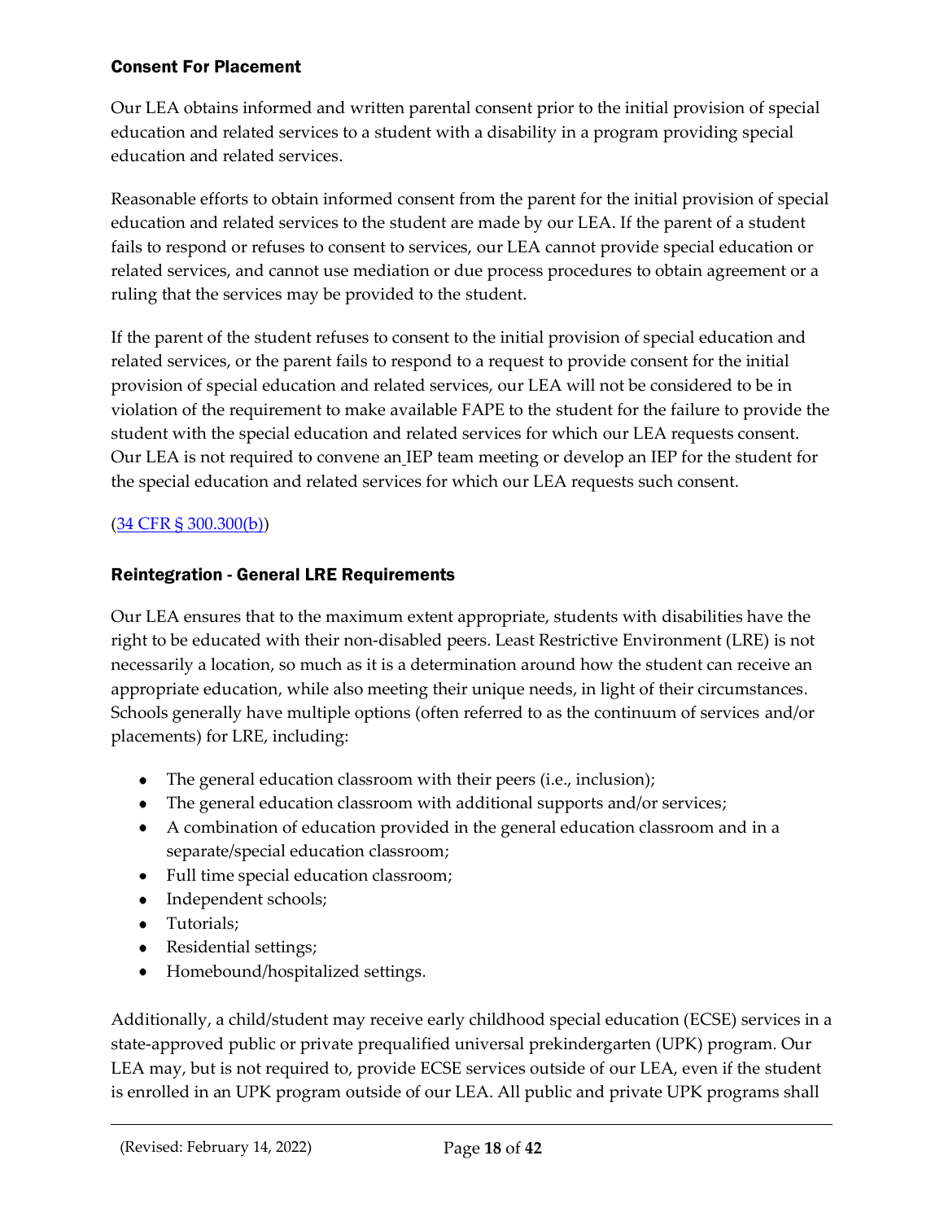### Consent For Placement

Our LEA obtains informed and written parental consent prior to the initial provision of special education and related services to a student with a disability in a program providing special education and related services.

Reasonable efforts to obtain informed consent from the parent for the initial provision of special education and related services to the student are made by our LEA. If the parent of a student fails to respond or refuses to consent to services, our LEA cannot provide special education or related services, and cannot use mediation or due process procedures to obtain agreement or a ruling that the services may be provided to the student.

If the parent of the student refuses to consent to the initial provision of special education and related services, or the parent fails to respond to a request to provide consent for the initial provision of special education and related services, our LEA will not be considered to be in violation of the requirement to make available FAPE to the student for the failure to provide the student with the special education and related services for which our LEA requests consent. Our LEA is not required to convene an IEP team meeting or develop an IEP for the student for the special education and related services for which our LEA requests such consent.

(34 CFR § 300.300(b))

### Reintegration - General LRE Requirements

Our LEA ensures that to the maximum extent appropriate, students with disabilities have the right to be educated with their non-disabled peers. Least Restrictive Environment (LRE) is not necessarily a location, so much as it is a determination around how the student can receive an appropriate education, while also meeting their unique needs, in light of their circumstances. Schools generally have multiple options (often referred to as the continuum of services and/or placements) for LRE, including:

- The general education classroom with their peers (i.e., inclusion);
- The general education classroom with additional supports and/or services;
- A combination of education provided in the general education classroom and in a separate/special education classroom;
- Full time special education classroom;
- Independent schools;
- Tutorials;
- Residential settings;
- Homebound/hospitalized settings.

Additionally, a child/student may receive early childhood special education (ECSE) services in a state-approved public or private prequalified universal prekindergarten (UPK) program. Our LEA may, but is not required to, provide ECSE services outside of our LEA, even if the student is enrolled in an UPK program outside of our LEA. All public and private UPK programs shall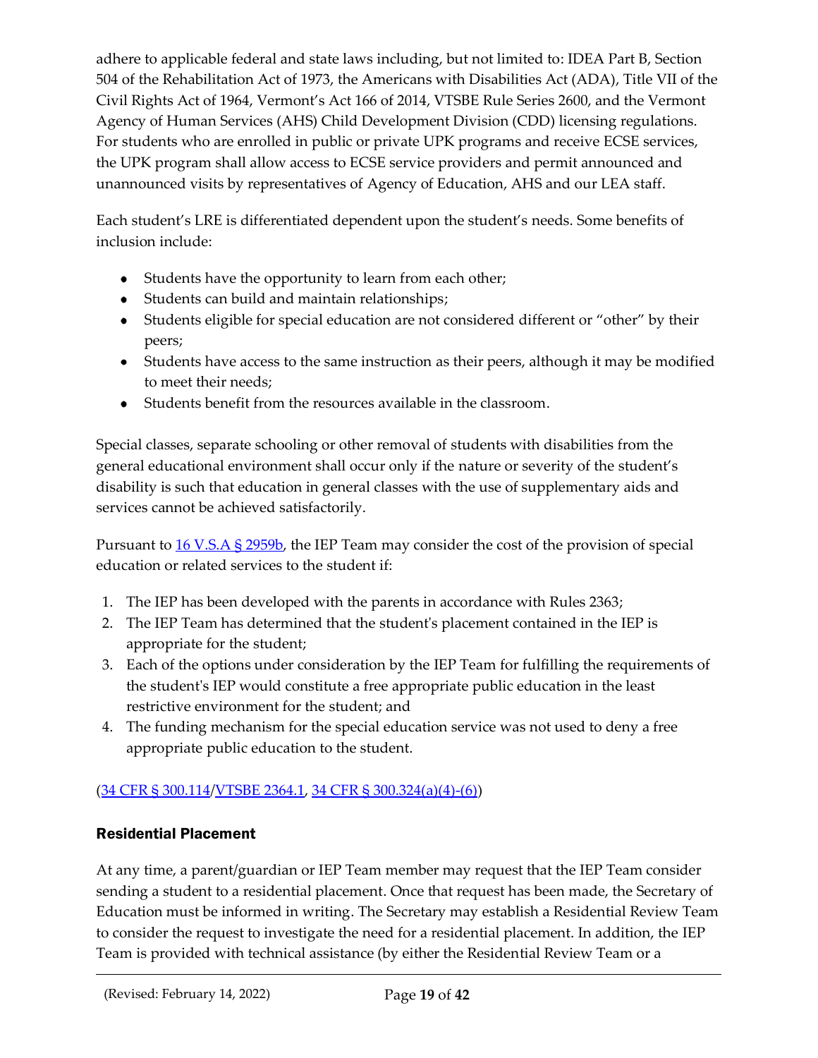adhere to applicable federal and state laws including, but not limited to: IDEA Part B, Section 504 of the Rehabilitation Act of 1973, the Americans with Disabilities Act (ADA), Title VII of the Civil Rights Act of 1964, Vermont's Act 166 of 2014, VTSBE Rule Series 2600, and the Vermont Agency of Human Services (AHS) Child Development Division (CDD) licensing regulations. For students who are enrolled in public or private UPK programs and receive ECSE services, the UPK program shall allow access to ECSE service providers and permit announced and unannounced visits by representatives of Agency of Education, AHS and our LEA staff.

Each student's LRE is differentiated dependent upon the student's needs. Some benefits of inclusion include:

- Students have the opportunity to learn from each other;
- Students can build and maintain relationships;
- Students eligible for special education are not considered different or "other" by their peers;
- Students have access to the same instruction as their peers, although it may be modified to meet their needs;
- Students benefit from the resources available in the classroom.

Special classes, separate schooling or other removal of students with disabilities from the general educational environment shall occur only if the nature or severity of the student's disability is such that education in general classes with the use of supplementary aids and services cannot be achieved satisfactorily.

Pursuant to [16 V.S.A § 2959b](), the IEP Team may consider the cost of the provision of special education or related services to the student if:

1. The IEP has been developed with the parents in accordance with Rules 2363;
2. The IEP Team has determined that the student's placement contained in the IEP is appropriate for the student;
3. Each of the options under consideration by the IEP Team for fulfilling the requirements of the student's IEP would constitute a free appropriate public education in the least restrictive environment for the student; and
4. The funding mechanism for the special education service was not used to deny a free appropriate public education to the student.

([34 CFR § 300.114]()/[VTSBE 2364.1](), [34 CFR § 300.324(a)(4)-(6)]())

### Residential Placement

At any time, a parent/guardian or IEP Team member may request that the IEP Team consider sending a student to a residential placement. Once that request has been made, the Secretary of Education must be informed in writing. The Secretary may establish a Residential Review Team to consider the request to investigate the need for a residential placement. In addition, the IEP Team is provided with technical assistance (by either the Residential Review Team or a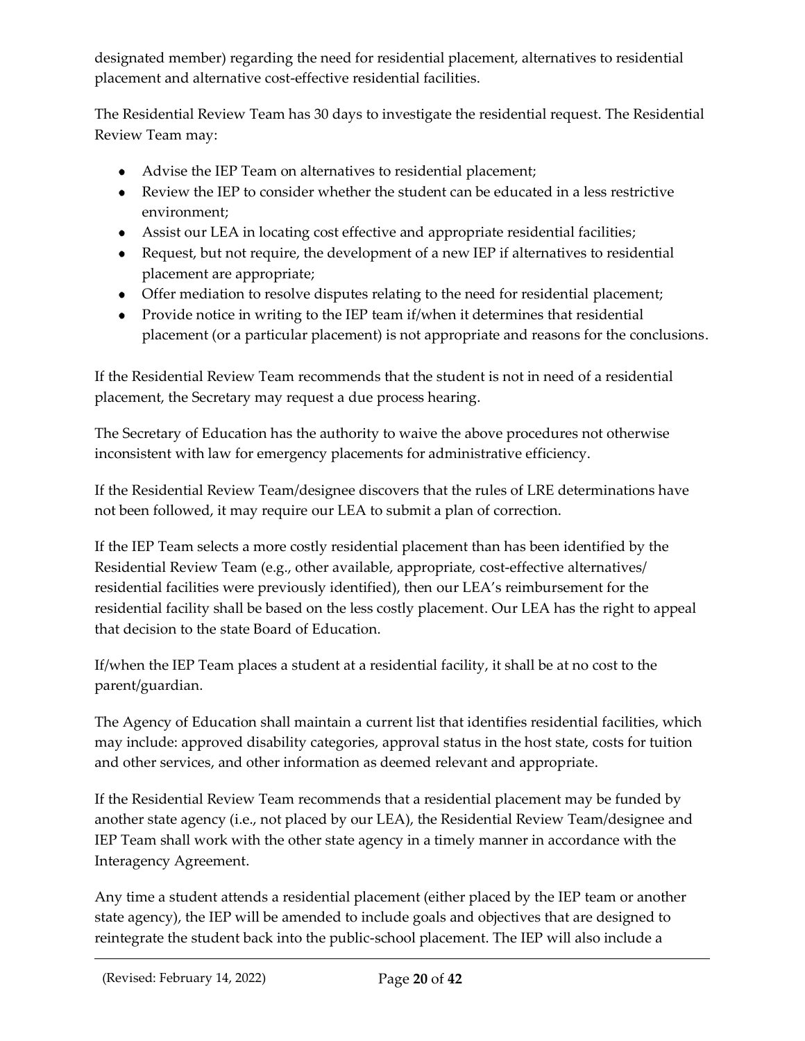designated member) regarding the need for residential placement, alternatives to residential placement and alternative cost-effective residential facilities.

The Residential Review Team has 30 days to investigate the residential request. The Residential Review Team may:

- Advise the IEP Team on alternatives to residential placement;
- Review the IEP to consider whether the student can be educated in a less restrictive environment;
- Assist our LEA in locating cost effective and appropriate residential facilities;
- Request, but not require, the development of a new IEP if alternatives to residential placement are appropriate;
- Offer mediation to resolve disputes relating to the need for residential placement;
- Provide notice in writing to the IEP team if/when it determines that residential placement (or a particular placement) is not appropriate and reasons for the conclusions.

If the Residential Review Team recommends that the student is not in need of a residential placement, the Secretary may request a due process hearing.

The Secretary of Education has the authority to waive the above procedures not otherwise inconsistent with law for emergency placements for administrative efficiency.

If the Residential Review Team/designee discovers that the rules of LRE determinations have not been followed, it may require our LEA to submit a plan of correction.

If the IEP Team selects a more costly residential placement than has been identified by the Residential Review Team (e.g., other available, appropriate, cost-effective alternatives/ residential facilities were previously identified), then our LEA's reimbursement for the residential facility shall be based on the less costly placement. Our LEA has the right to appeal that decision to the state Board of Education.

If/when the IEP Team places a student at a residential facility, it shall be at no cost to the parent/guardian.

The Agency of Education shall maintain a current list that identifies residential facilities, which may include: approved disability categories, approval status in the host state, costs for tuition and other services, and other information as deemed relevant and appropriate.

If the Residential Review Team recommends that a residential placement may be funded by another state agency (i.e., not placed by our LEA), the Residential Review Team/designee and IEP Team shall work with the other state agency in a timely manner in accordance with the Interagency Agreement.

Any time a student attends a residential placement (either placed by the IEP team or another state agency), the IEP will be amended to include goals and objectives that are designed to reintegrate the student back into the public-school placement. The IEP will also include a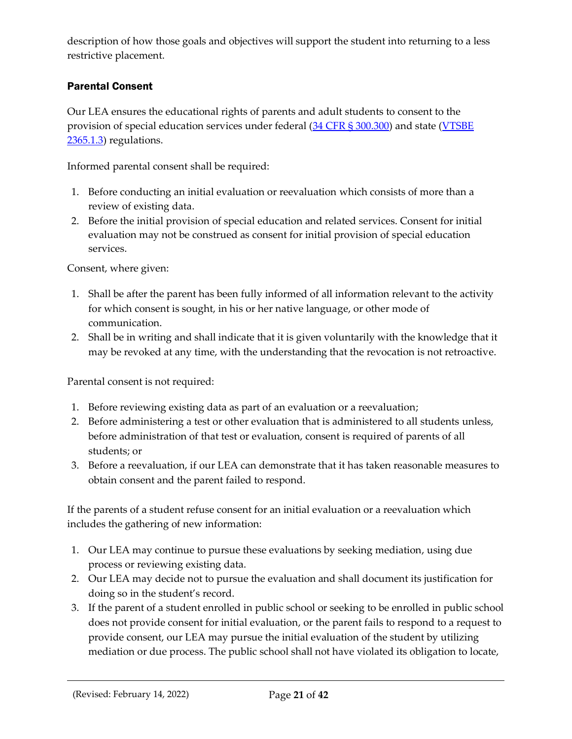description of how those goals and objectives will support the student into returning to a less restrictive placement.

### Parental Consent

Our LEA ensures the educational rights of parents and adult students to consent to the provision of special education services under federal ([34 CFR § 300.300]()) and state ([VTSBE 2365.1.3]()) regulations.

Informed parental consent shall be required:

1. Before conducting an initial evaluation or reevaluation which consists of more than a review of existing data.
2. Before the initial provision of special education and related services. Consent for initial evaluation may not be construed as consent for initial provision of special education services.

Consent, where given:

1. Shall be after the parent has been fully informed of all information relevant to the activity for which consent is sought, in his or her native language, or other mode of communication.
2. Shall be in writing and shall indicate that it is given voluntarily with the knowledge that it may be revoked at any time, with the understanding that the revocation is not retroactive.

Parental consent is not required:

1. Before reviewing existing data as part of an evaluation or a reevaluation;
2. Before administering a test or other evaluation that is administered to all students unless, before administration of that test or evaluation, consent is required of parents of all students; or
3. Before a reevaluation, if our LEA can demonstrate that it has taken reasonable measures to obtain consent and the parent failed to respond.

If the parents of a student refuse consent for an initial evaluation or a reevaluation which includes the gathering of new information:

1. Our LEA may continue to pursue these evaluations by seeking mediation, using due process or reviewing existing data.
2. Our LEA may decide not to pursue the evaluation and shall document its justification for doing so in the student's record.
3. If the parent of a student enrolled in public school or seeking to be enrolled in public school does not provide consent for initial evaluation, or the parent fails to respond to a request to provide consent, our LEA may pursue the initial evaluation of the student by utilizing mediation or due process. The public school shall not have violated its obligation to locate,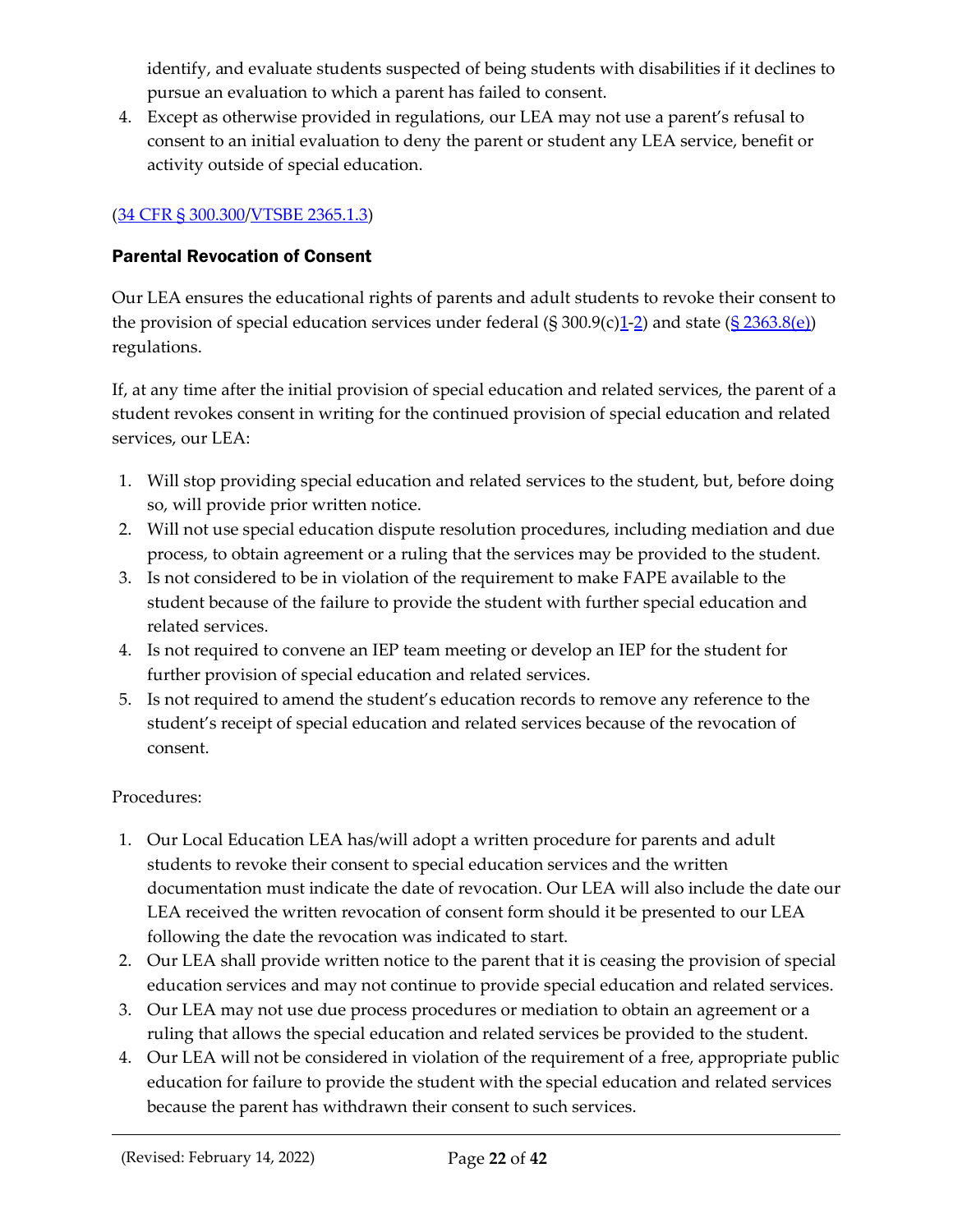identify, and evaluate students suspected of being students with disabilities if it declines to pursue an evaluation to which a parent has failed to consent.

4. Except as otherwise provided in regulations, our LEA may not use a parent's refusal to consent to an initial evaluation to deny the parent or student any LEA service, benefit or activity outside of special education.

(34 CFR § 300.300/VTSBE 2365.1.3)

### Parental Revocation of Consent

Our LEA ensures the educational rights of parents and adult students to revoke their consent to the provision of special education services under federal (§ 300.9(c)1-2) and state (§ 2363.8(e)) regulations.

If, at any time after the initial provision of special education and related services, the parent of a student revokes consent in writing for the continued provision of special education and related services, our LEA:

1. Will stop providing special education and related services to the student, but, before doing so, will provide prior written notice.
2. Will not use special education dispute resolution procedures, including mediation and due process, to obtain agreement or a ruling that the services may be provided to the student.
3. Is not considered to be in violation of the requirement to make FAPE available to the student because of the failure to provide the student with further special education and related services.
4. Is not required to convene an IEP team meeting or develop an IEP for the student for further provision of special education and related services.
5. Is not required to amend the student's education records to remove any reference to the student's receipt of special education and related services because of the revocation of consent.

Procedures:

1. Our Local Education LEA has/will adopt a written procedure for parents and adult students to revoke their consent to special education services and the written documentation must indicate the date of revocation. Our LEA will also include the date our LEA received the written revocation of consent form should it be presented to our LEA following the date the revocation was indicated to start.
2. Our LEA shall provide written notice to the parent that it is ceasing the provision of special education services and may not continue to provide special education and related services.
3. Our LEA may not use due process procedures or mediation to obtain an agreement or a ruling that allows the special education and related services be provided to the student.
4. Our LEA will not be considered in violation of the requirement of a free, appropriate public education for failure to provide the student with the special education and related services because the parent has withdrawn their consent to such services.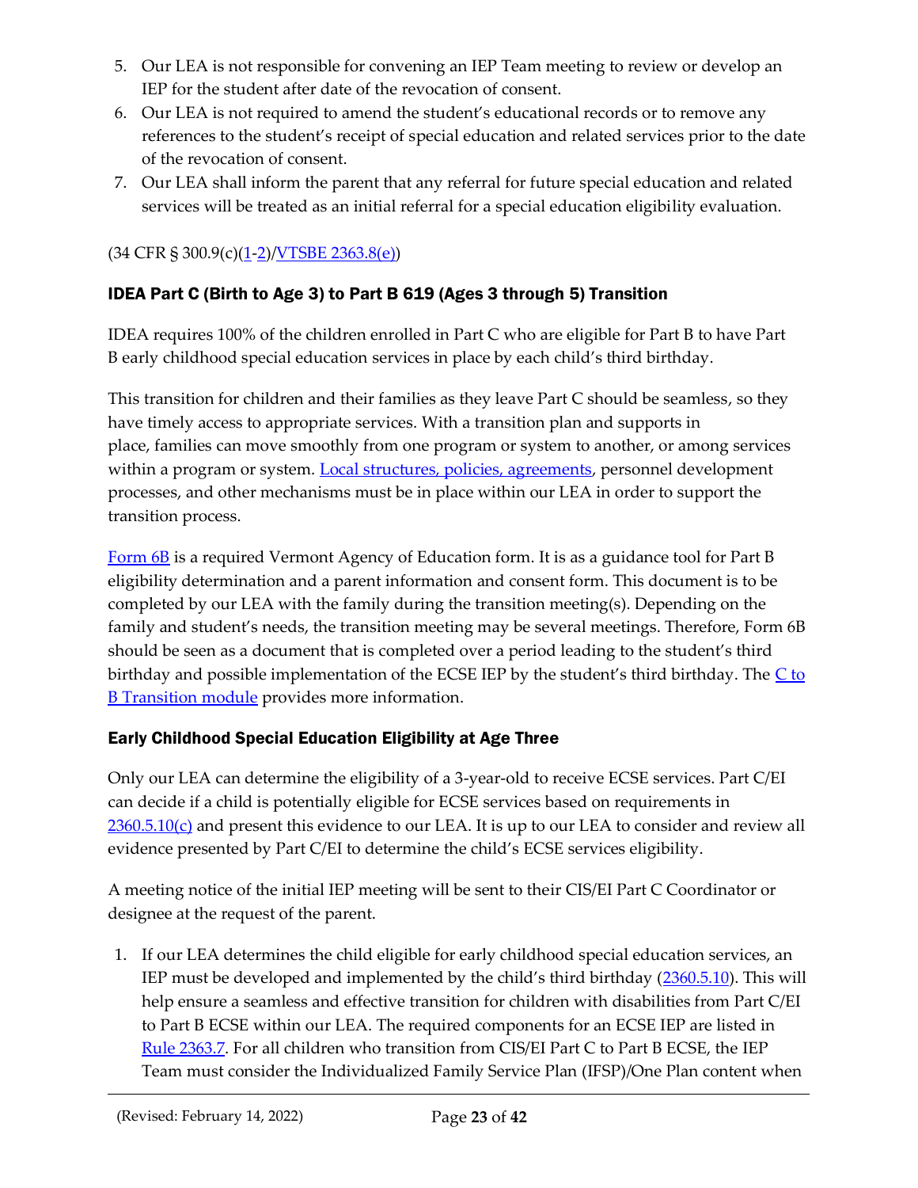5. Our LEA is not responsible for convening an IEP Team meeting to review or develop an IEP for the student after date of the revocation of consent.
6. Our LEA is not required to amend the student's educational records or to remove any references to the student's receipt of special education and related services prior to the date of the revocation of consent.
7. Our LEA shall inform the parent that any referral for future special education and related services will be treated as an initial referral for a special education eligibility evaluation.

(34 CFR § 300.9(c)(1-2)/VTSBE 2363.8(e))

### IDEA Part C (Birth to Age 3) to Part B 619 (Ages 3 through 5) Transition

IDEA requires 100% of the children enrolled in Part C who are eligible for Part B to have Part B early childhood special education services in place by each child's third birthday.

This transition for children and their families as they leave Part C should be seamless, so they have timely access to appropriate services. With a transition plan and supports in place, families can move smoothly from one program or system to another, or among services within a program or system. Local structures, policies, agreements, personnel development processes, and other mechanisms must be in place within our LEA in order to support the transition process.

Form 6B is a required Vermont Agency of Education form. It is as a guidance tool for Part B eligibility determination and a parent information and consent form. This document is to be completed by our LEA with the family during the transition meeting(s). Depending on the family and student's needs, the transition meeting may be several meetings. Therefore, Form 6B should be seen as a document that is completed over a period leading to the student's third birthday and possible implementation of the ECSE IEP by the student's third birthday. The C to B Transition module provides more information.

### Early Childhood Special Education Eligibility at Age Three

Only our LEA can determine the eligibility of a 3-year-old to receive ECSE services. Part C/EI can decide if a child is potentially eligible for ECSE services based on requirements in 2360.5.10(c) and present this evidence to our LEA. It is up to our LEA to consider and review all evidence presented by Part C/EI to determine the child's ECSE services eligibility.

A meeting notice of the initial IEP meeting will be sent to their CIS/EI Part C Coordinator or designee at the request of the parent.

1. If our LEA determines the child eligible for early childhood special education services, an IEP must be developed and implemented by the child's third birthday (2360.5.10). This will help ensure a seamless and effective transition for children with disabilities from Part C/EI to Part B ECSE within our LEA. The required components for an ECSE IEP are listed in Rule 2363.7. For all children who transition from CIS/EI Part C to Part B ECSE, the IEP Team must consider the Individualized Family Service Plan (IFSP)/One Plan content when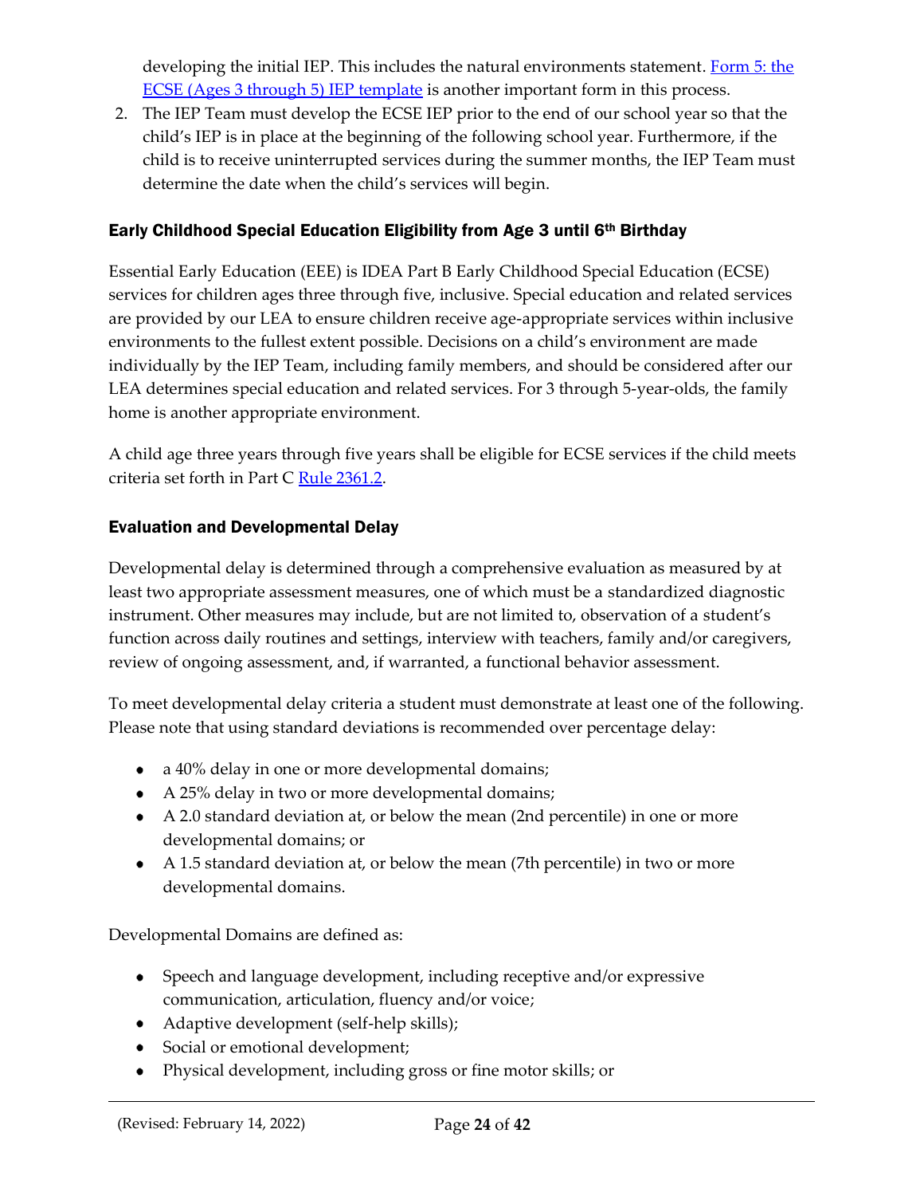developing the initial IEP. This includes the natural environments statement. [Form 5: the ECSE (Ages 3 through 5) IEP template]() is another important form in this process.

2. The IEP Team must develop the ECSE IEP prior to the end of our school year so that the child's IEP is in place at the beginning of the following school year. Furthermore, if the child is to receive uninterrupted services during the summer months, the IEP Team must determine the date when the child's services will begin.

### Early Childhood Special Education Eligibility from Age 3 until 6th Birthday

Essential Early Education (EEE) is IDEA Part B Early Childhood Special Education (ECSE) services for children ages three through five, inclusive. Special education and related services are provided by our LEA to ensure children receive age-appropriate services within inclusive environments to the fullest extent possible. Decisions on a child's environment are made individually by the IEP Team, including family members, and should be considered after our LEA determines special education and related services. For 3 through 5-year-olds, the family home is another appropriate environment.

A child age three years through five years shall be eligible for ECSE services if the child meets criteria set forth in Part C [Rule 2361.2]().

### Evaluation and Developmental Delay

Developmental delay is determined through a comprehensive evaluation as measured by at least two appropriate assessment measures, one of which must be a standardized diagnostic instrument. Other measures may include, but are not limited to, observation of a student's function across daily routines and settings, interview with teachers, family and/or caregivers, review of ongoing assessment, and, if warranted, a functional behavior assessment.

To meet developmental delay criteria a student must demonstrate at least one of the following. Please note that using standard deviations is recommended over percentage delay:

- a 40% delay in one or more developmental domains;
- A 25% delay in two or more developmental domains;
- A 2.0 standard deviation at, or below the mean (2nd percentile) in one or more developmental domains; or
- A 1.5 standard deviation at, or below the mean (7th percentile) in two or more developmental domains.

Developmental Domains are defined as:

- Speech and language development, including receptive and/or expressive communication, articulation, fluency and/or voice;
- Adaptive development (self-help skills);
- Social or emotional development;
- Physical development, including gross or fine motor skills; or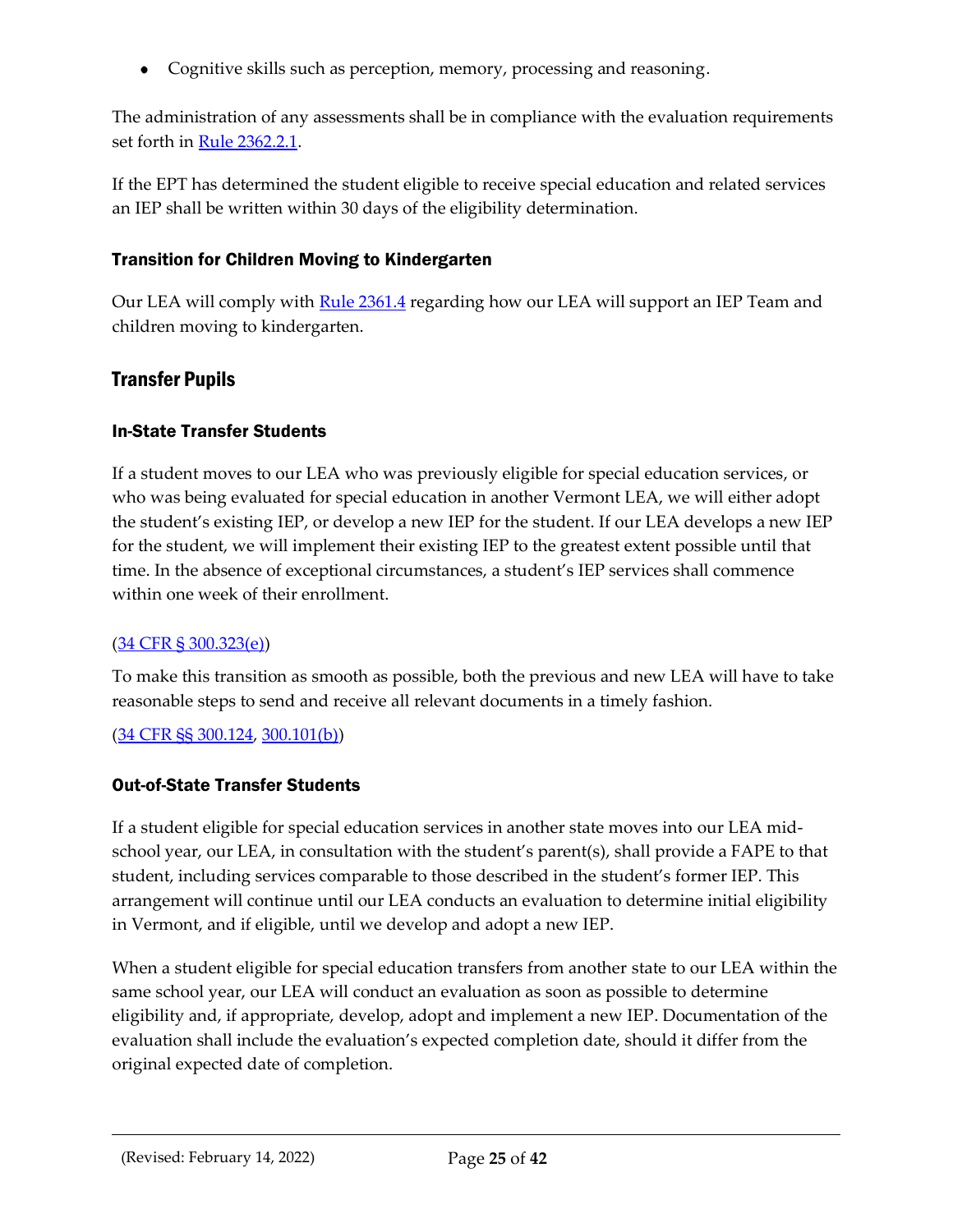- Cognitive skills such as perception, memory, processing and reasoning.

The administration of any assessments shall be in compliance with the evaluation requirements set forth in [Rule 2362.2.1](#).

If the EPT has determined the student eligible to receive special education and related services an IEP shall be written within 30 days of the eligibility determination.

### Transition for Children Moving to Kindergarten

Our LEA will comply with [Rule 2361.4](#) regarding how our LEA will support an IEP Team and children moving to kindergarten.

## Transfer Pupils

### In-State Transfer Students

If a student moves to our LEA who was previously eligible for special education services, or who was being evaluated for special education in another Vermont LEA, we will either adopt the student's existing IEP, or develop a new IEP for the student. If our LEA develops a new IEP for the student, we will implement their existing IEP to the greatest extent possible until that time. In the absence of exceptional circumstances, a student's IEP services shall commence within one week of their enrollment.

([34 CFR § 300.323(e)](#))

To make this transition as smooth as possible, both the previous and new LEA will have to take reasonable steps to send and receive all relevant documents in a timely fashion.

([34 CFR §§ 300.124](#), [300.101(b)](#))

### Out-of-State Transfer Students

If a student eligible for special education services in another state moves into our LEA mid-school year, our LEA, in consultation with the student's parent(s), shall provide a FAPE to that student, including services comparable to those described in the student's former IEP. This arrangement will continue until our LEA conducts an evaluation to determine initial eligibility in Vermont, and if eligible, until we develop and adopt a new IEP.

When a student eligible for special education transfers from another state to our LEA within the same school year, our LEA will conduct an evaluation as soon as possible to determine eligibility and, if appropriate, develop, adopt and implement a new IEP. Documentation of the evaluation shall include the evaluation's expected completion date, should it differ from the original expected date of completion.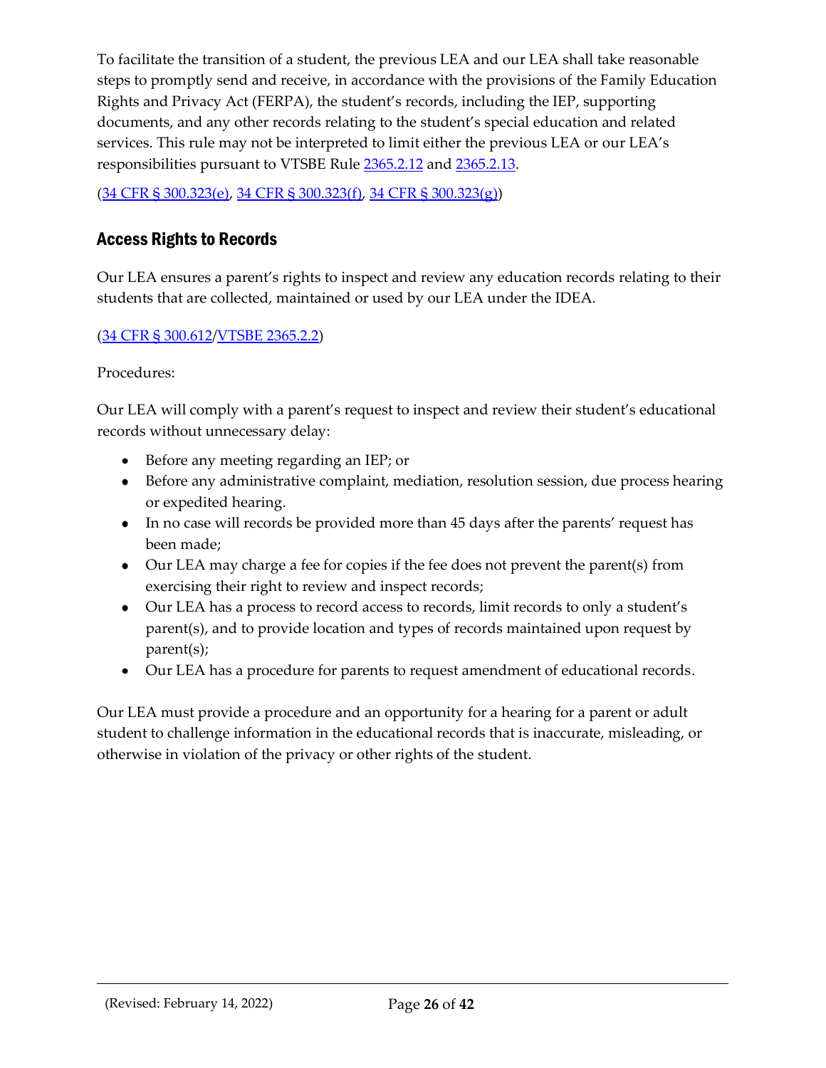To facilitate the transition of a student, the previous LEA and our LEA shall take reasonable steps to promptly send and receive, in accordance with the provisions of the Family Education Rights and Privacy Act (FERPA), the student's records, including the IEP, supporting documents, and any other records relating to the student's special education and related services. This rule may not be interpreted to limit either the previous LEA or our LEA's responsibilities pursuant to VTSBE Rule 2365.2.12 and 2365.2.13.

(34 CFR § 300.323(e), 34 CFR § 300.323(f), 34 CFR § 300.323(g))

## Access Rights to Records

Our LEA ensures a parent's rights to inspect and review any education records relating to their students that are collected, maintained or used by our LEA under the IDEA.

(34 CFR § 300.612/VTSBE 2365.2.2)

Procedures:

Our LEA will comply with a parent's request to inspect and review their student's educational records without unnecessary delay:

- Before any meeting regarding an IEP; or
- Before any administrative complaint, mediation, resolution session, due process hearing or expedited hearing.
- In no case will records be provided more than 45 days after the parents' request has been made;
- Our LEA may charge a fee for copies if the fee does not prevent the parent(s) from exercising their right to review and inspect records;
- Our LEA has a process to record access to records, limit records to only a student's parent(s), and to provide location and types of records maintained upon request by parent(s);
- Our LEA has a procedure for parents to request amendment of educational records.

Our LEA must provide a procedure and an opportunity for a hearing for a parent or adult student to challenge information in the educational records that is inaccurate, misleading, or otherwise in violation of the privacy or other rights of the student.

(Revised: February 14, 2022)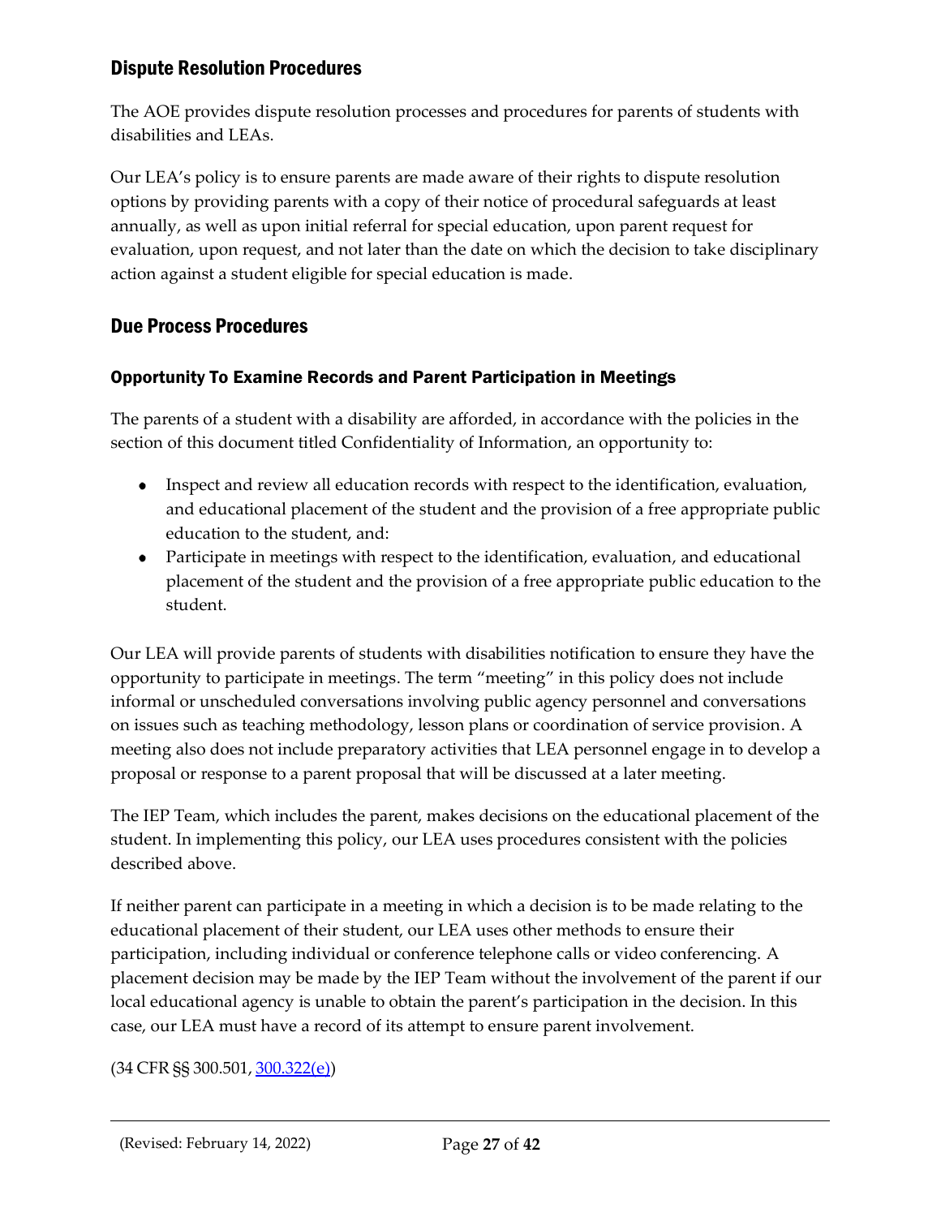## Dispute Resolution Procedures

The AOE provides dispute resolution processes and procedures for parents of students with disabilities and LEAs.

Our LEA's policy is to ensure parents are made aware of their rights to dispute resolution options by providing parents with a copy of their notice of procedural safeguards at least annually, as well as upon initial referral for special education, upon parent request for evaluation, upon request, and not later than the date on which the decision to take disciplinary action against a student eligible for special education is made.

## Due Process Procedures

### Opportunity To Examine Records and Parent Participation in Meetings

The parents of a student with a disability are afforded, in accordance with the policies in the section of this document titled Confidentiality of Information, an opportunity to:

- Inspect and review all education records with respect to the identification, evaluation, and educational placement of the student and the provision of a free appropriate public education to the student, and:
- Participate in meetings with respect to the identification, evaluation, and educational placement of the student and the provision of a free appropriate public education to the student.

Our LEA will provide parents of students with disabilities notification to ensure they have the opportunity to participate in meetings. The term "meeting" in this policy does not include informal or unscheduled conversations involving public agency personnel and conversations on issues such as teaching methodology, lesson plans or coordination of service provision. A meeting also does not include preparatory activities that LEA personnel engage in to develop a proposal or response to a parent proposal that will be discussed at a later meeting.

The IEP Team, which includes the parent, makes decisions on the educational placement of the student. In implementing this policy, our LEA uses procedures consistent with the policies described above.

If neither parent can participate in a meeting in which a decision is to be made relating to the educational placement of their student, our LEA uses other methods to ensure their participation, including individual or conference telephone calls or video conferencing. A placement decision may be made by the IEP Team without the involvement of the parent if our local educational agency is unable to obtain the parent's participation in the decision. In this case, our LEA must have a record of its attempt to ensure parent involvement.

(34 CFR §§ 300.501, 300.322(e))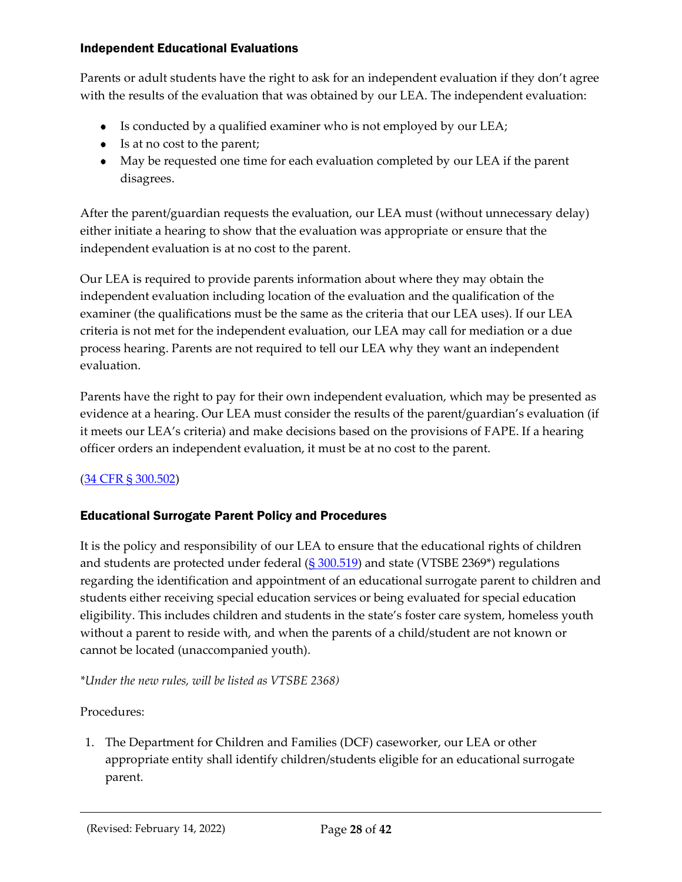### Independent Educational Evaluations

Parents or adult students have the right to ask for an independent evaluation if they don't agree with the results of the evaluation that was obtained by our LEA. The independent evaluation:

- Is conducted by a qualified examiner who is not employed by our LEA;
- Is at no cost to the parent;
- May be requested one time for each evaluation completed by our LEA if the parent disagrees.

After the parent/guardian requests the evaluation, our LEA must (without unnecessary delay) either initiate a hearing to show that the evaluation was appropriate or ensure that the independent evaluation is at no cost to the parent.

Our LEA is required to provide parents information about where they may obtain the independent evaluation including location of the evaluation and the qualification of the examiner (the qualifications must be the same as the criteria that our LEA uses). If our LEA criteria is not met for the independent evaluation, our LEA may call for mediation or a due process hearing. Parents are not required to tell our LEA why they want an independent evaluation.

Parents have the right to pay for their own independent evaluation, which may be presented as evidence at a hearing. Our LEA must consider the results of the parent/guardian's evaluation (if it meets our LEA's criteria) and make decisions based on the provisions of FAPE. If a hearing officer orders an independent evaluation, it must be at no cost to the parent.

(34 CFR § 300.502)

### Educational Surrogate Parent Policy and Procedures

It is the policy and responsibility of our LEA to ensure that the educational rights of children and students are protected under federal (§ 300.519) and state (VTSBE 2369*) regulations regarding the identification and appointment of an educational surrogate parent to children and students either receiving special education services or being evaluated for special education eligibility. This includes children and students in the state's foster care system, homeless youth without a parent to reside with, and when the parents of a child/student are not known or cannot be located (unaccompanied youth).

*\*Under the new rules, will be listed as VTSBE 2368)*

Procedures:

1. The Department for Children and Families (DCF) caseworker, our LEA or other appropriate entity shall identify children/students eligible for an educational surrogate parent.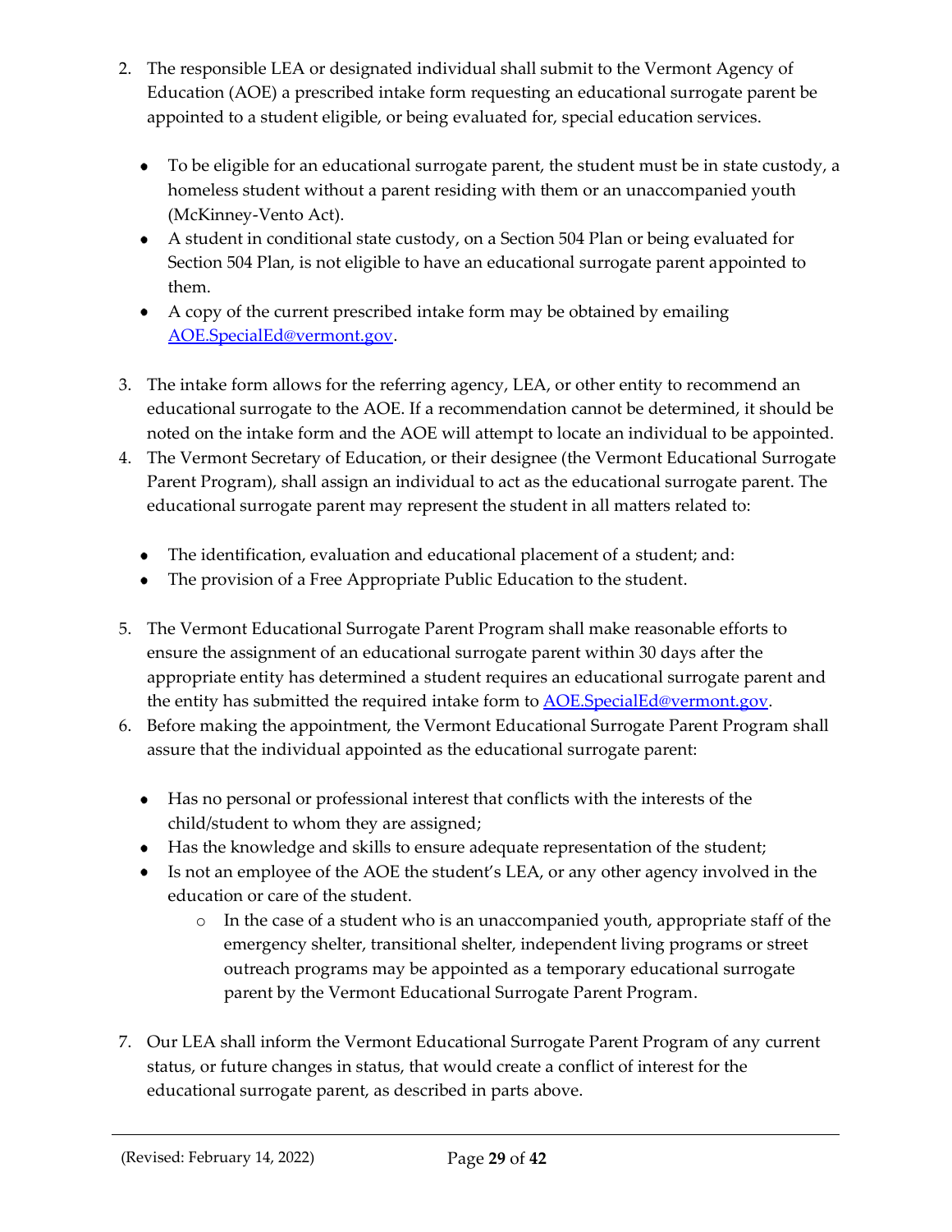2. The responsible LEA or designated individual shall submit to the Vermont Agency of Education (AOE) a prescribed intake form requesting an educational surrogate parent be appointed to a student eligible, or being evaluated for, special education services.

   - To be eligible for an educational surrogate parent, the student must be in state custody, a homeless student without a parent residing with them or an unaccompanied youth (McKinney-Vento Act).
   - A student in conditional state custody, on a Section 504 Plan or being evaluated for Section 504 Plan, is not eligible to have an educational surrogate parent appointed to them.
   - A copy of the current prescribed intake form may be obtained by emailing [AOE.SpecialEd@vermont.gov](mailto:AOE.SpecialEd@vermont.gov).

3. The intake form allows for the referring agency, LEA, or other entity to recommend an educational surrogate to the AOE. If a recommendation cannot be determined, it should be noted on the intake form and the AOE will attempt to locate an individual to be appointed.
4. The Vermont Secretary of Education, or their designee (the Vermont Educational Surrogate Parent Program), shall assign an individual to act as the educational surrogate parent. The educational surrogate parent may represent the student in all matters related to:

   - The identification, evaluation and educational placement of a student; and:
   - The provision of a Free Appropriate Public Education to the student.

5. The Vermont Educational Surrogate Parent Program shall make reasonable efforts to ensure the assignment of an educational surrogate parent within 30 days after the appropriate entity has determined a student requires an educational surrogate parent and the entity has submitted the required intake form to [AOE.SpecialEd@vermont.gov](mailto:AOE.SpecialEd@vermont.gov).
6. Before making the appointment, the Vermont Educational Surrogate Parent Program shall assure that the individual appointed as the educational surrogate parent:

   - Has no personal or professional interest that conflicts with the interests of the child/student to whom they are assigned;
   - Has the knowledge and skills to ensure adequate representation of the student;
   - Is not an employee of the AOE the student's LEA, or any other agency involved in the education or care of the student.
     - In the case of a student who is an unaccompanied youth, appropriate staff of the emergency shelter, transitional shelter, independent living programs or street outreach programs may be appointed as a temporary educational surrogate parent by the Vermont Educational Surrogate Parent Program.

7. Our LEA shall inform the Vermont Educational Surrogate Parent Program of any current status, or future changes in status, that would create a conflict of interest for the educational surrogate parent, as described in parts above.

(Revised: February 14, 2022)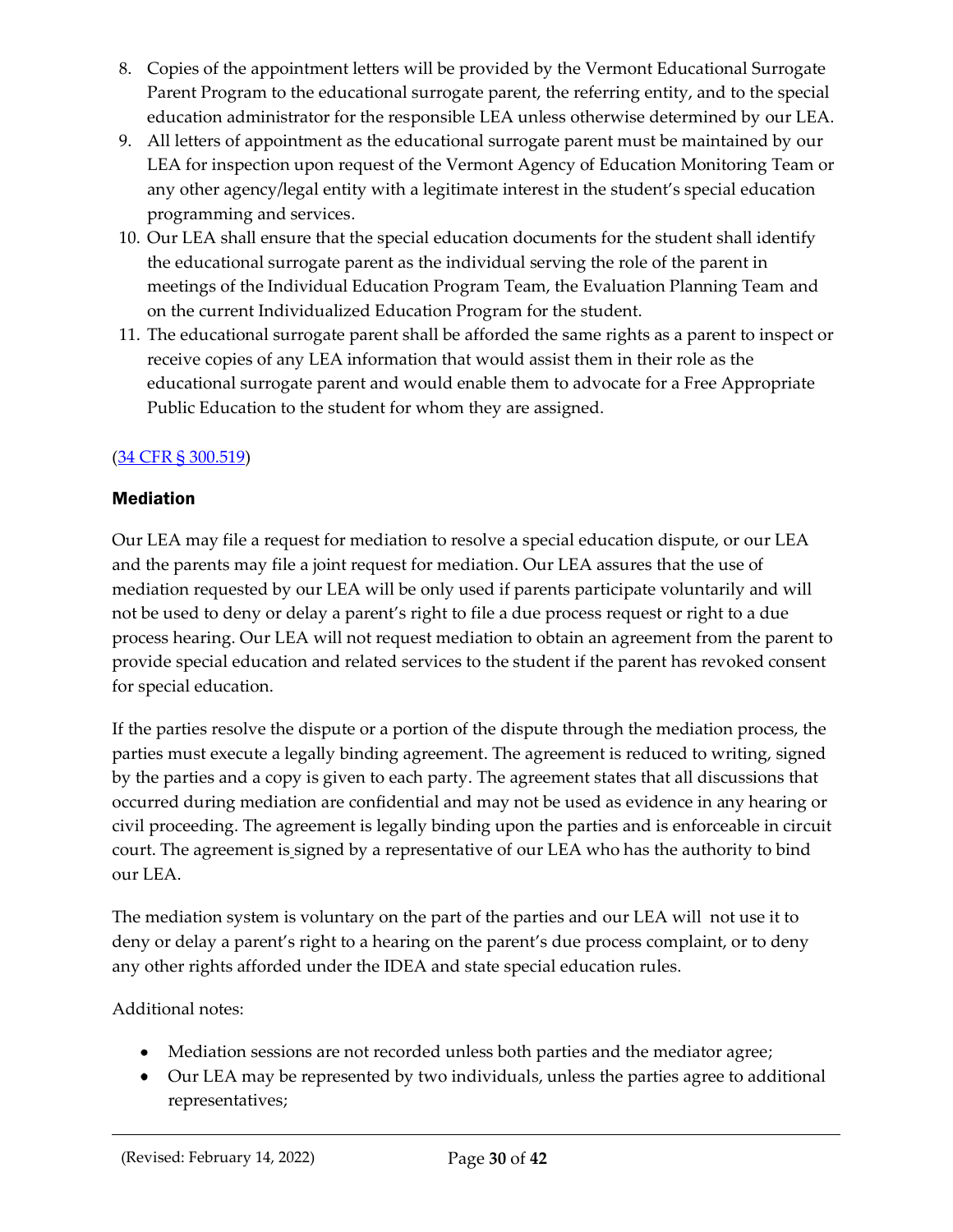8. Copies of the appointment letters will be provided by the Vermont Educational Surrogate Parent Program to the educational surrogate parent, the referring entity, and to the special education administrator for the responsible LEA unless otherwise determined by our LEA.
9. All letters of appointment as the educational surrogate parent must be maintained by our LEA for inspection upon request of the Vermont Agency of Education Monitoring Team or any other agency/legal entity with a legitimate interest in the student's special education programming and services.
10. Our LEA shall ensure that the special education documents for the student shall identify the educational surrogate parent as the individual serving the role of the parent in meetings of the Individual Education Program Team, the Evaluation Planning Team and on the current Individualized Education Program for the student.
11. The educational surrogate parent shall be afforded the same rights as a parent to inspect or receive copies of any LEA information that would assist them in their role as the educational surrogate parent and would enable them to advocate for a Free Appropriate Public Education to the student for whom they are assigned.

(34 CFR § 300.519)

### Mediation

Our LEA may file a request for mediation to resolve a special education dispute, or our LEA and the parents may file a joint request for mediation. Our LEA assures that the use of mediation requested by our LEA will be only used if parents participate voluntarily and will not be used to deny or delay a parent's right to file a due process request or right to a due process hearing. Our LEA will not request mediation to obtain an agreement from the parent to provide special education and related services to the student if the parent has revoked consent for special education.

If the parties resolve the dispute or a portion of the dispute through the mediation process, the parties must execute a legally binding agreement. The agreement is reduced to writing, signed by the parties and a copy is given to each party. The agreement states that all discussions that occurred during mediation are confidential and may not be used as evidence in any hearing or civil proceeding. The agreement is legally binding upon the parties and is enforceable in circuit court. The agreement is signed by a representative of our LEA who has the authority to bind our LEA.

The mediation system is voluntary on the part of the parties and our LEA will not use it to deny or delay a parent's right to a hearing on the parent's due process complaint, or to deny any other rights afforded under the IDEA and state special education rules.

Additional notes:

- Mediation sessions are not recorded unless both parties and the mediator agree;
- Our LEA may be represented by two individuals, unless the parties agree to additional representatives;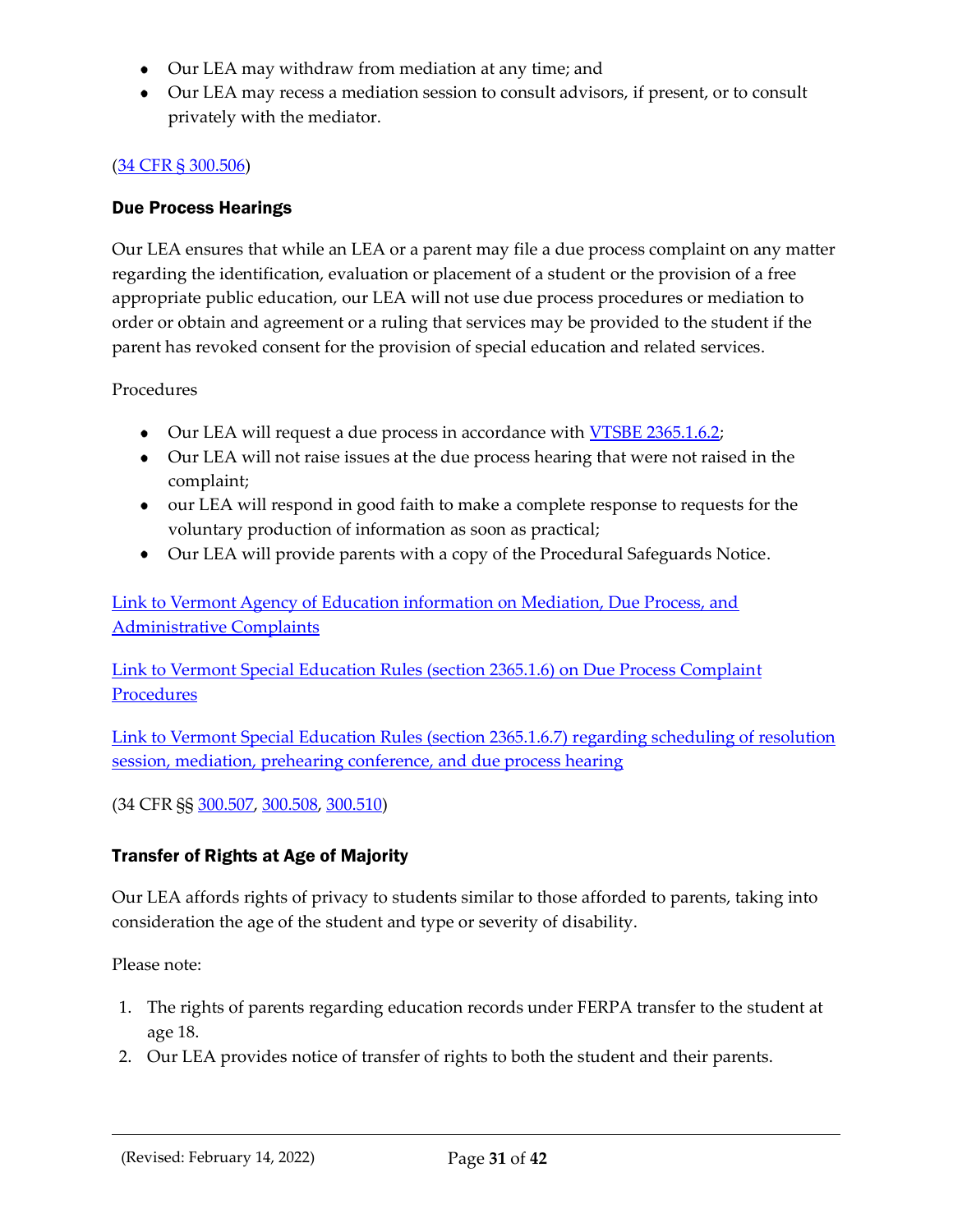- Our LEA may withdraw from mediation at any time; and
- Our LEA may recess a mediation session to consult advisors, if present, or to consult privately with the mediator.

([34 CFR § 300.506](#))

### Due Process Hearings

Our LEA ensures that while an LEA or a parent may file a due process complaint on any matter regarding the identification, evaluation or placement of a student or the provision of a free appropriate public education, our LEA will not use due process procedures or mediation to order or obtain and agreement or a ruling that services may be provided to the student if the parent has revoked consent for the provision of special education and related services.

Procedures

- Our LEA will request a due process in accordance with [VTSBE 2365.1.6.2](#);
- Our LEA will not raise issues at the due process hearing that were not raised in the complaint;
- our LEA will respond in good faith to make a complete response to requests for the voluntary production of information as soon as practical;
- Our LEA will provide parents with a copy of the Procedural Safeguards Notice.

[Link to Vermont Agency of Education information on Mediation, Due Process, and Administrative Complaints](#)

[Link to Vermont Special Education Rules (section 2365.1.6) on Due Process Complaint Procedures](#)

[Link to Vermont Special Education Rules (section 2365.1.6.7) regarding scheduling of resolution session, mediation, prehearing conference, and due process hearing](#)

(34 CFR §§ [300.507](#), [300.508](#), [300.510](#))

### Transfer of Rights at Age of Majority

Our LEA affords rights of privacy to students similar to those afforded to parents, taking into consideration the age of the student and type or severity of disability.

Please note:

1. The rights of parents regarding education records under FERPA transfer to the student at age 18.
2. Our LEA provides notice of transfer of rights to both the student and their parents.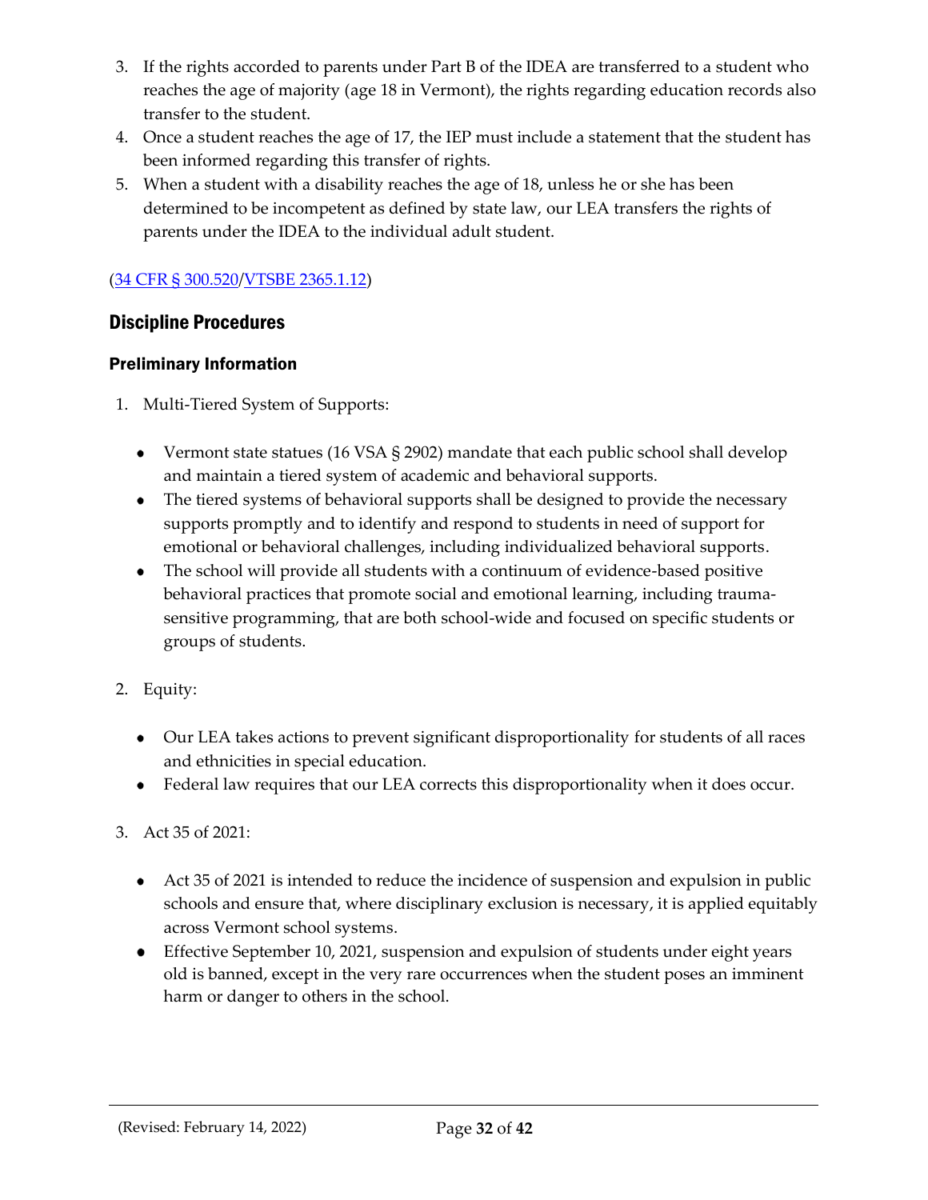3. If the rights accorded to parents under Part B of the IDEA are transferred to a student who reaches the age of majority (age 18 in Vermont), the rights regarding education records also transfer to the student.
4. Once a student reaches the age of 17, the IEP must include a statement that the student has been informed regarding this transfer of rights.
5. When a student with a disability reaches the age of 18, unless he or she has been determined to be incompetent as defined by state law, our LEA transfers the rights of parents under the IDEA to the individual adult student.

(34 CFR § 300.520/VTSBE 2365.1.12)

## Discipline Procedures

### Preliminary Information

1. Multi-Tiered System of Supports:

    - Vermont state statues (16 VSA § 2902) mandate that each public school shall develop and maintain a tiered system of academic and behavioral supports.
    - The tiered systems of behavioral supports shall be designed to provide the necessary supports promptly and to identify and respond to students in need of support for emotional or behavioral challenges, including individualized behavioral supports.
    - The school will provide all students with a continuum of evidence-based positive behavioral practices that promote social and emotional learning, including trauma-sensitive programming, that are both school-wide and focused on specific students or groups of students.

2. Equity:

    - Our LEA takes actions to prevent significant disproportionality for students of all races and ethnicities in special education.
    - Federal law requires that our LEA corrects this disproportionality when it does occur.

3. Act 35 of 2021:

    - Act 35 of 2021 is intended to reduce the incidence of suspension and expulsion in public schools and ensure that, where disciplinary exclusion is necessary, it is applied equitably across Vermont school systems.
    - Effective September 10, 2021, suspension and expulsion of students under eight years old is banned, except in the very rare occurrences when the student poses an imminent harm or danger to others in the school.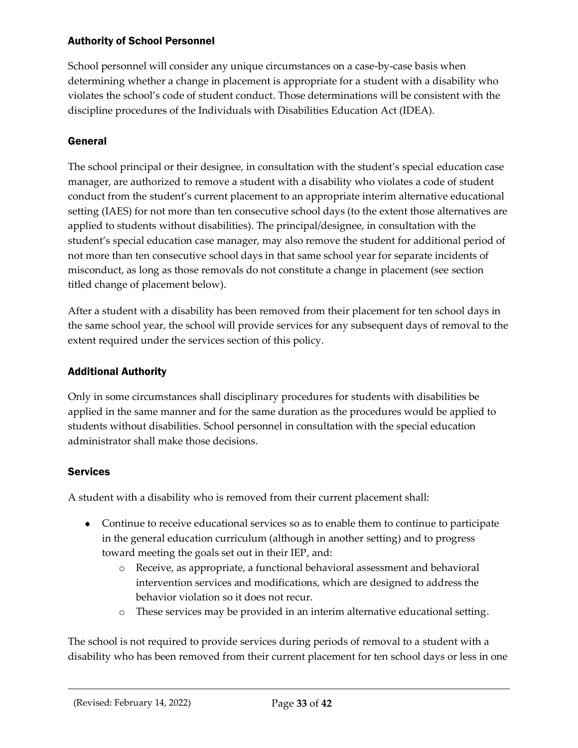### Authority of School Personnel

School personnel will consider any unique circumstances on a case-by-case basis when determining whether a change in placement is appropriate for a student with a disability who violates the school's code of student conduct. Those determinations will be consistent with the discipline procedures of the Individuals with Disabilities Education Act (IDEA).

### General

The school principal or their designee, in consultation with the student's special education case manager, are authorized to remove a student with a disability who violates a code of student conduct from the student's current placement to an appropriate interim alternative educational setting (IAES) for not more than ten consecutive school days (to the extent those alternatives are applied to students without disabilities). The principal/designee, in consultation with the student's special education case manager, may also remove the student for additional period of not more than ten consecutive school days in that same school year for separate incidents of misconduct, as long as those removals do not constitute a change in placement (see section titled change of placement below).

After a student with a disability has been removed from their placement for ten school days in the same school year, the school will provide services for any subsequent days of removal to the extent required under the services section of this policy.

### Additional Authority

Only in some circumstances shall disciplinary procedures for students with disabilities be applied in the same manner and for the same duration as the procedures would be applied to students without disabilities. School personnel in consultation with the special education administrator shall make those decisions.

### Services

A student with a disability who is removed from their current placement shall:

- Continue to receive educational services so as to enable them to continue to participate in the general education curriculum (although in another setting) and to progress toward meeting the goals set out in their IEP, and:
    - Receive, as appropriate, a functional behavioral assessment and behavioral intervention services and modifications, which are designed to address the behavior violation so it does not recur.
    - These services may be provided in an interim alternative educational setting.

The school is not required to provide services during periods of removal to a student with a disability who has been removed from their current placement for ten school days or less in one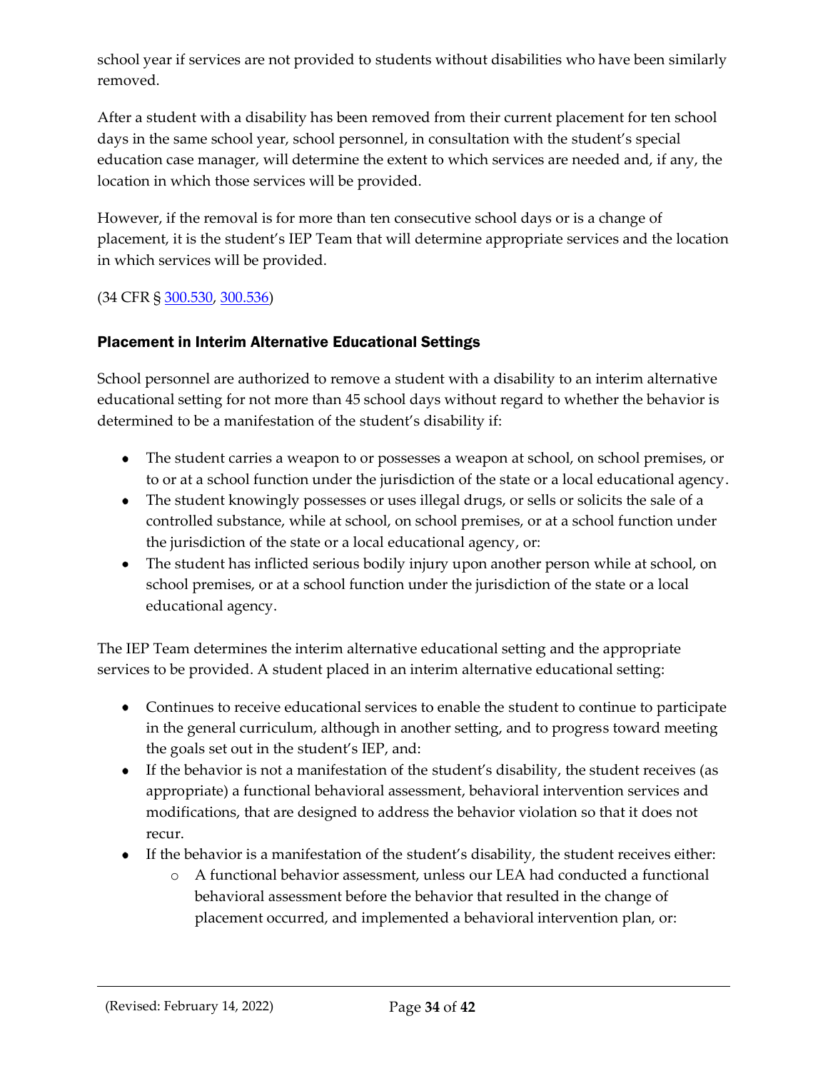school year if services are not provided to students without disabilities who have been similarly removed.

After a student with a disability has been removed from their current placement for ten school days in the same school year, school personnel, in consultation with the student's special education case manager, will determine the extent to which services are needed and, if any, the location in which those services will be provided.

However, if the removal is for more than ten consecutive school days or is a change of placement, it is the student's IEP Team that will determine appropriate services and the location in which services will be provided.

(34 CFR § 300.530, 300.536)

### Placement in Interim Alternative Educational Settings

School personnel are authorized to remove a student with a disability to an interim alternative educational setting for not more than 45 school days without regard to whether the behavior is determined to be a manifestation of the student's disability if:

- The student carries a weapon to or possesses a weapon at school, on school premises, or to or at a school function under the jurisdiction of the state or a local educational agency.
- The student knowingly possesses or uses illegal drugs, or sells or solicits the sale of a controlled substance, while at school, on school premises, or at a school function under the jurisdiction of the state or a local educational agency, or:
- The student has inflicted serious bodily injury upon another person while at school, on school premises, or at a school function under the jurisdiction of the state or a local educational agency.

The IEP Team determines the interim alternative educational setting and the appropriate services to be provided. A student placed in an interim alternative educational setting:

- Continues to receive educational services to enable the student to continue to participate in the general curriculum, although in another setting, and to progress toward meeting the goals set out in the student's IEP, and:
- If the behavior is not a manifestation of the student's disability, the student receives (as appropriate) a functional behavioral assessment, behavioral intervention services and modifications, that are designed to address the behavior violation so that it does not recur.
- If the behavior is a manifestation of the student's disability, the student receives either:
    - A functional behavior assessment, unless our LEA had conducted a functional behavioral assessment before the behavior that resulted in the change of placement occurred, and implemented a behavioral intervention plan, or: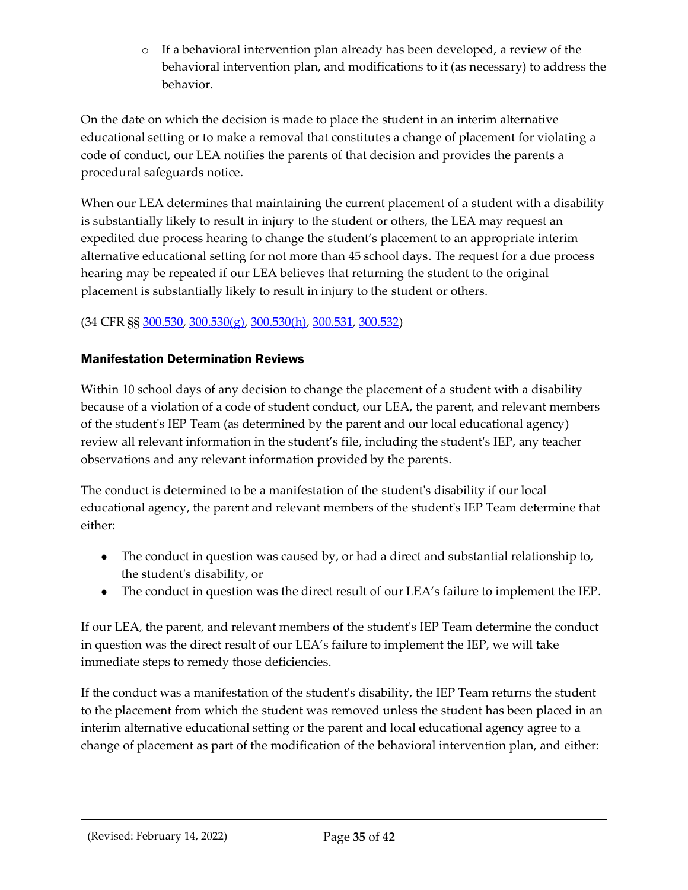- If a behavioral intervention plan already has been developed, a review of the behavioral intervention plan, and modifications to it (as necessary) to address the behavior.

On the date on which the decision is made to place the student in an interim alternative educational setting or to make a removal that constitutes a change of placement for violating a code of conduct, our LEA notifies the parents of that decision and provides the parents a procedural safeguards notice.

When our LEA determines that maintaining the current placement of a student with a disability is substantially likely to result in injury to the student or others, the LEA may request an expedited due process hearing to change the student's placement to an appropriate interim alternative educational setting for not more than 45 school days. The request for a due process hearing may be repeated if our LEA believes that returning the student to the original placement is substantially likely to result in injury to the student or others.

(34 CFR §§ 300.530, 300.530(g), 300.530(h), 300.531, 300.532)

### Manifestation Determination Reviews

Within 10 school days of any decision to change the placement of a student with a disability because of a violation of a code of student conduct, our LEA, the parent, and relevant members of the student's IEP Team (as determined by the parent and our local educational agency) review all relevant information in the student's file, including the student's IEP, any teacher observations and any relevant information provided by the parents.

The conduct is determined to be a manifestation of the student's disability if our local educational agency, the parent and relevant members of the student's IEP Team determine that either:

- The conduct in question was caused by, or had a direct and substantial relationship to, the student's disability, or
- The conduct in question was the direct result of our LEA's failure to implement the IEP.

If our LEA, the parent, and relevant members of the student's IEP Team determine the conduct in question was the direct result of our LEA's failure to implement the IEP, we will take immediate steps to remedy those deficiencies.

If the conduct was a manifestation of the student's disability, the IEP Team returns the student to the placement from which the student was removed unless the student has been placed in an interim alternative educational setting or the parent and local educational agency agree to a change of placement as part of the modification of the behavioral intervention plan, and either: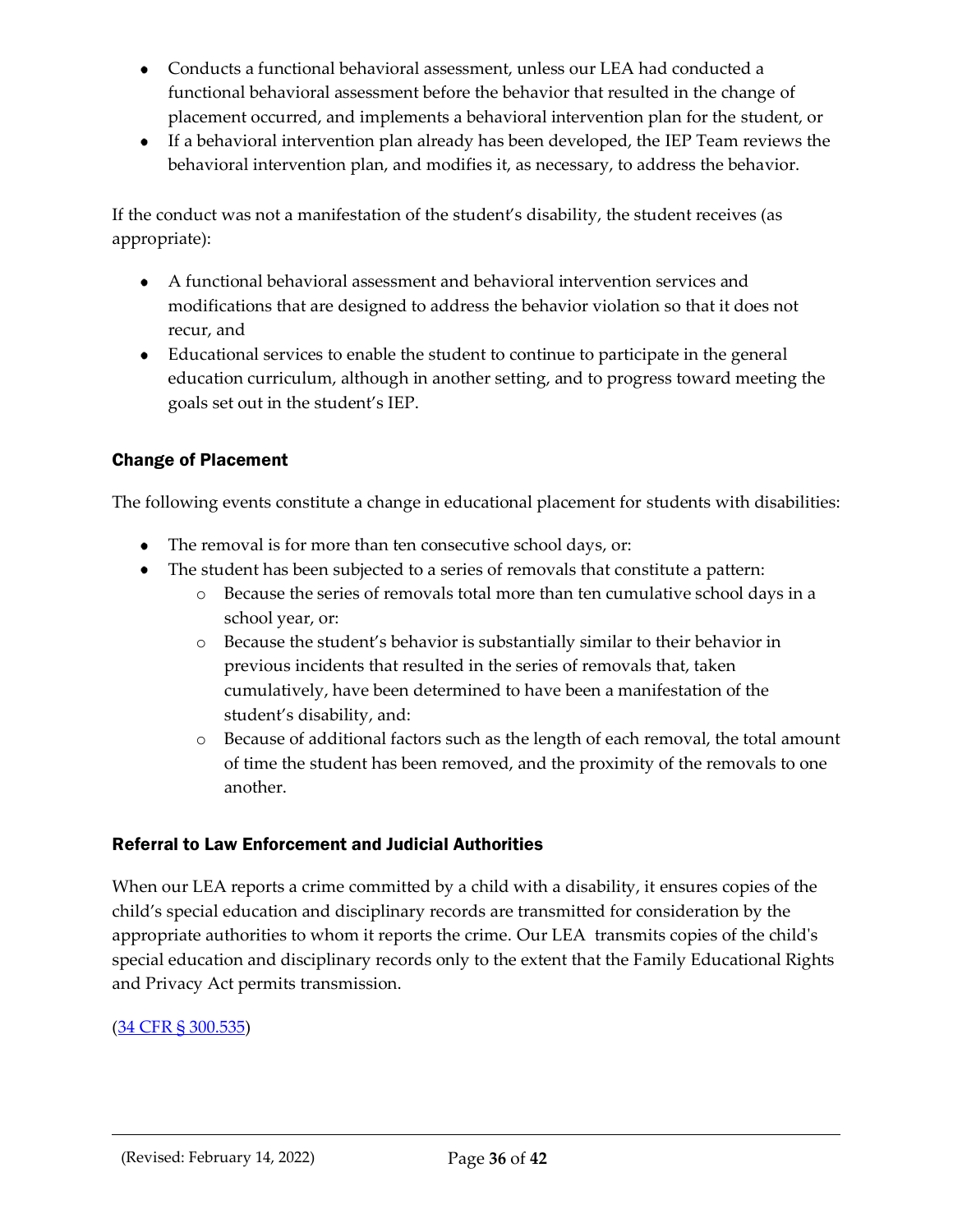- Conducts a functional behavioral assessment, unless our LEA had conducted a functional behavioral assessment before the behavior that resulted in the change of placement occurred, and implements a behavioral intervention plan for the student, or
- If a behavioral intervention plan already has been developed, the IEP Team reviews the behavioral intervention plan, and modifies it, as necessary, to address the behavior.

If the conduct was not a manifestation of the student's disability, the student receives (as appropriate):

- A functional behavioral assessment and behavioral intervention services and modifications that are designed to address the behavior violation so that it does not recur, and
- Educational services to enable the student to continue to participate in the general education curriculum, although in another setting, and to progress toward meeting the goals set out in the student's IEP.

### Change of Placement

The following events constitute a change in educational placement for students with disabilities:

- The removal is for more than ten consecutive school days, or:
- The student has been subjected to a series of removals that constitute a pattern:
    - Because the series of removals total more than ten cumulative school days in a school year, or:
    - Because the student's behavior is substantially similar to their behavior in previous incidents that resulted in the series of removals that, taken cumulatively, have been determined to have been a manifestation of the student's disability, and:
    - Because of additional factors such as the length of each removal, the total amount of time the student has been removed, and the proximity of the removals to one another.

### Referral to Law Enforcement and Judicial Authorities

When our LEA reports a crime committed by a child with a disability, it ensures copies of the child's special education and disciplinary records are transmitted for consideration by the appropriate authorities to whom it reports the crime. Our LEA transmits copies of the child's special education and disciplinary records only to the extent that the Family Educational Rights and Privacy Act permits transmission.

(34 CFR § 300.535)

(Revised: February 14, 2022)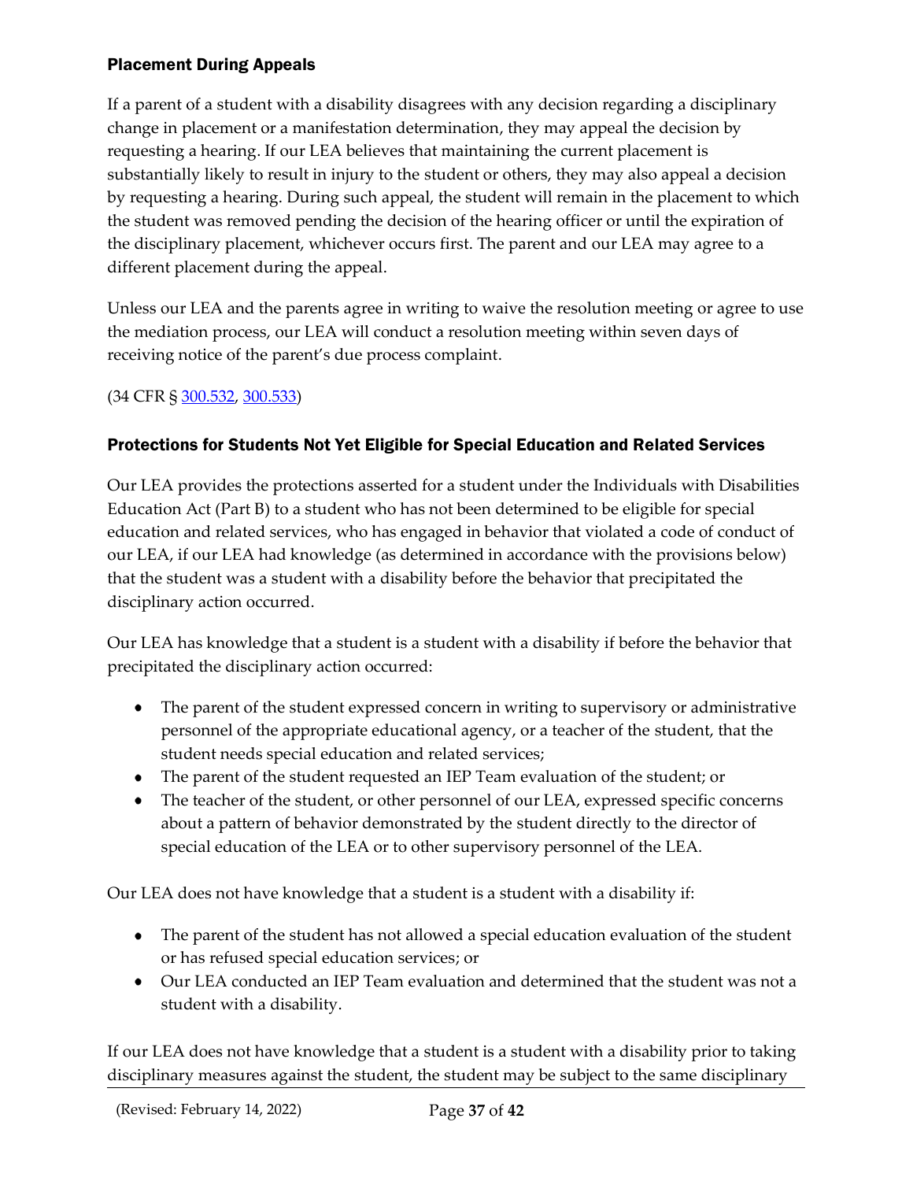### Placement During Appeals

If a parent of a student with a disability disagrees with any decision regarding a disciplinary change in placement or a manifestation determination, they may appeal the decision by requesting a hearing. If our LEA believes that maintaining the current placement is substantially likely to result in injury to the student or others, they may also appeal a decision by requesting a hearing. During such appeal, the student will remain in the placement to which the student was removed pending the decision of the hearing officer or until the expiration of the disciplinary placement, whichever occurs first. The parent and our LEA may agree to a different placement during the appeal.

Unless our LEA and the parents agree in writing to waive the resolution meeting or agree to use the mediation process, our LEA will conduct a resolution meeting within seven days of receiving notice of the parent's due process complaint.

(34 CFR § 300.532, 300.533)

### Protections for Students Not Yet Eligible for Special Education and Related Services

Our LEA provides the protections asserted for a student under the Individuals with Disabilities Education Act (Part B) to a student who has not been determined to be eligible for special education and related services, who has engaged in behavior that violated a code of conduct of our LEA, if our LEA had knowledge (as determined in accordance with the provisions below) that the student was a student with a disability before the behavior that precipitated the disciplinary action occurred.

Our LEA has knowledge that a student is a student with a disability if before the behavior that precipitated the disciplinary action occurred:

- The parent of the student expressed concern in writing to supervisory or administrative personnel of the appropriate educational agency, or a teacher of the student, that the student needs special education and related services;
- The parent of the student requested an IEP Team evaluation of the student; or
- The teacher of the student, or other personnel of our LEA, expressed specific concerns about a pattern of behavior demonstrated by the student directly to the director of special education of the LEA or to other supervisory personnel of the LEA.

Our LEA does not have knowledge that a student is a student with a disability if:

- The parent of the student has not allowed a special education evaluation of the student or has refused special education services; or
- Our LEA conducted an IEP Team evaluation and determined that the student was not a student with a disability.

If our LEA does not have knowledge that a student is a student with a disability prior to taking disciplinary measures against the student, the student may be subject to the same disciplinary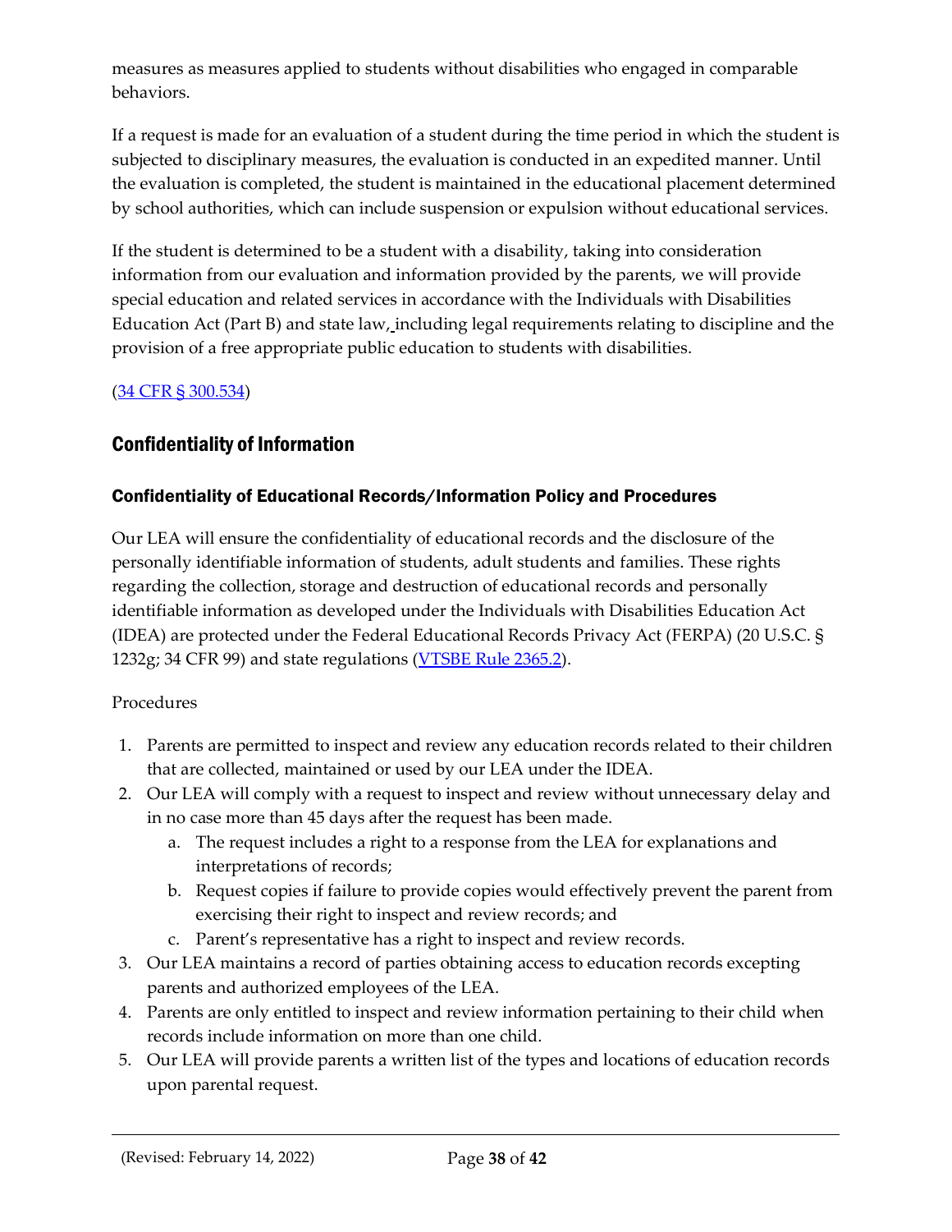measures as measures applied to students without disabilities who engaged in comparable behaviors.

If a request is made for an evaluation of a student during the time period in which the student is subjected to disciplinary measures, the evaluation is conducted in an expedited manner. Until the evaluation is completed, the student is maintained in the educational placement determined by school authorities, which can include suspension or expulsion without educational services.

If the student is determined to be a student with a disability, taking into consideration information from our evaluation and information provided by the parents, we will provide special education and related services in accordance with the Individuals with Disabilities Education Act (Part B) and state law, including legal requirements relating to discipline and the provision of a free appropriate public education to students with disabilities.

([34 CFR § 300.534](#))

## Confidentiality of Information

### Confidentiality of Educational Records/Information Policy and Procedures

Our LEA will ensure the confidentiality of educational records and the disclosure of the personally identifiable information of students, adult students and families. These rights regarding the collection, storage and destruction of educational records and personally identifiable information as developed under the Individuals with Disabilities Education Act (IDEA) are protected under the Federal Educational Records Privacy Act (FERPA) (20 U.S.C. § 1232g; 34 CFR 99) and state regulations ([VTSBE Rule 2365.2](#)).

Procedures

1. Parents are permitted to inspect and review any education records related to their children that are collected, maintained or used by our LEA under the IDEA.
2. Our LEA will comply with a request to inspect and review without unnecessary delay and in no case more than 45 days after the request has been made.
   a. The request includes a right to a response from the LEA for explanations and interpretations of records;
   b. Request copies if failure to provide copies would effectively prevent the parent from exercising their right to inspect and review records; and
   c. Parent's representative has a right to inspect and review records.
3. Our LEA maintains a record of parties obtaining access to education records excepting parents and authorized employees of the LEA.
4. Parents are only entitled to inspect and review information pertaining to their child when records include information on more than one child.
5. Our LEA will provide parents a written list of the types and locations of education records upon parental request.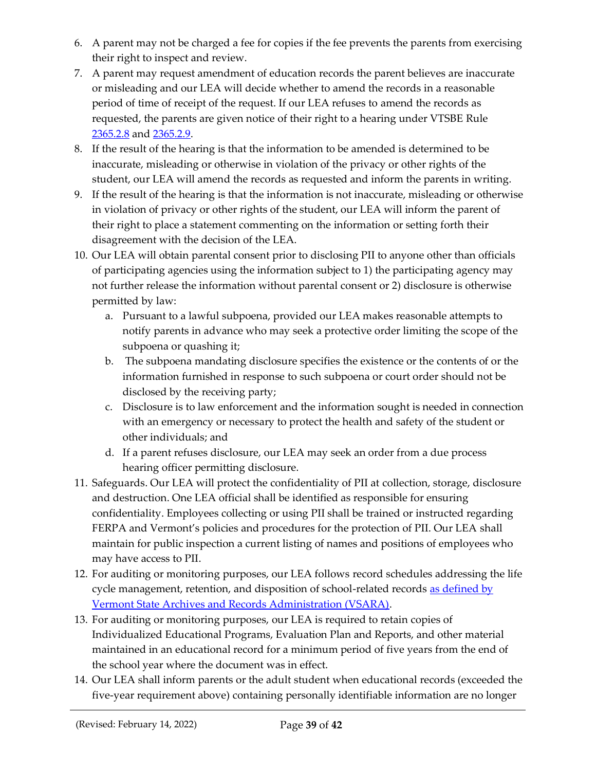6. A parent may not be charged a fee for copies if the fee prevents the parents from exercising their right to inspect and review.
7. A parent may request amendment of education records the parent believes are inaccurate or misleading and our LEA will decide whether to amend the records in a reasonable period of time of receipt of the request. If our LEA refuses to amend the records as requested, the parents are given notice of their right to a hearing under VTSBE Rule [2365.2.8]() and [2365.2.9]().
8. If the result of the hearing is that the information to be amended is determined to be inaccurate, misleading or otherwise in violation of the privacy or other rights of the student, our LEA will amend the records as requested and inform the parents in writing.
9. If the result of the hearing is that the information is not inaccurate, misleading or otherwise in violation of privacy or other rights of the student, our LEA will inform the parent of their right to place a statement commenting on the information or setting forth their disagreement with the decision of the LEA.
10. Our LEA will obtain parental consent prior to disclosing PII to anyone other than officials of participating agencies using the information subject to 1) the participating agency may not further release the information without parental consent or 2) disclosure is otherwise permitted by law:
    a. Pursuant to a lawful subpoena, provided our LEA makes reasonable attempts to notify parents in advance who may seek a protective order limiting the scope of the subpoena or quashing it;
    b. The subpoena mandating disclosure specifies the existence or the contents of or the information furnished in response to such subpoena or court order should not be disclosed by the receiving party;
    c. Disclosure is to law enforcement and the information sought is needed in connection with an emergency or necessary to protect the health and safety of the student or other individuals; and
    d. If a parent refuses disclosure, our LEA may seek an order from a due process hearing officer permitting disclosure.
11. Safeguards. Our LEA will protect the confidentiality of PII at collection, storage, disclosure and destruction. One LEA official shall be identified as responsible for ensuring confidentiality. Employees collecting or using PII shall be trained or instructed regarding FERPA and Vermont's policies and procedures for the protection of PII. Our LEA shall maintain for public inspection a current listing of names and positions of employees who may have access to PII.
12. For auditing or monitoring purposes, our LEA follows record schedules addressing the life cycle management, retention, and disposition of school-related records [as defined by Vermont State Archives and Records Administration (VSARA)]().
13. For auditing or monitoring purposes, our LEA is required to retain copies of Individualized Educational Programs, Evaluation Plan and Reports, and other material maintained in an educational record for a minimum period of five years from the end of the school year where the document was in effect.
14. Our LEA shall inform parents or the adult student when educational records (exceeded the five-year requirement above) containing personally identifiable information are no longer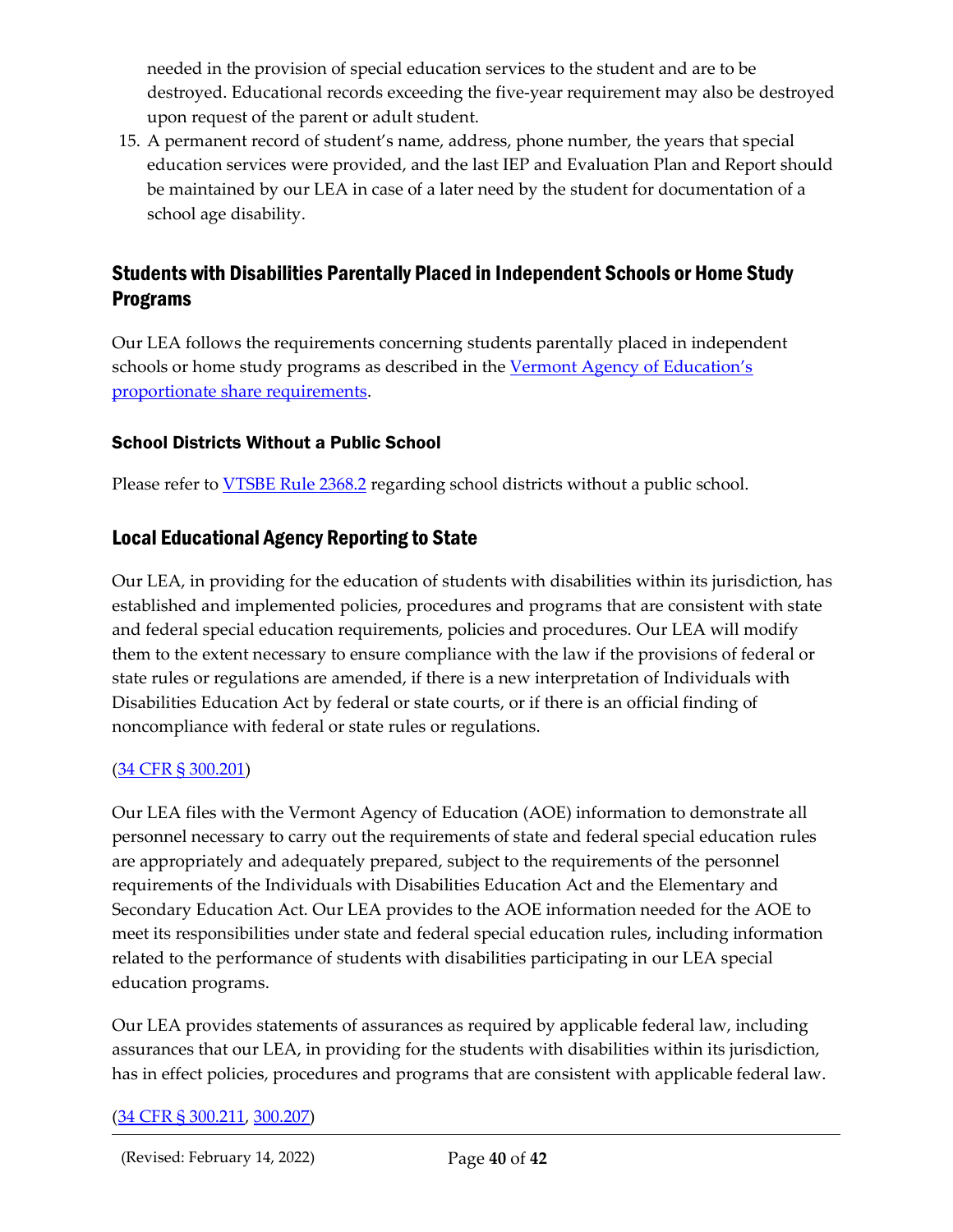needed in the provision of special education services to the student and are to be destroyed. Educational records exceeding the five-year requirement may also be destroyed upon request of the parent or adult student.

15. A permanent record of student's name, address, phone number, the years that special education services were provided, and the last IEP and Evaluation Plan and Report should be maintained by our LEA in case of a later need by the student for documentation of a school age disability.

## Students with Disabilities Parentally Placed in Independent Schools or Home Study Programs

Our LEA follows the requirements concerning students parentally placed in independent schools or home study programs as described in the [Vermont Agency of Education's proportionate share requirements](#).

### School Districts Without a Public School

Please refer to [VTSBE Rule 2368.2](#) regarding school districts without a public school.

## Local Educational Agency Reporting to State

Our LEA, in providing for the education of students with disabilities within its jurisdiction, has established and implemented policies, procedures and programs that are consistent with state and federal special education requirements, policies and procedures. Our LEA will modify them to the extent necessary to ensure compliance with the law if the provisions of federal or state rules or regulations are amended, if there is a new interpretation of Individuals with Disabilities Education Act by federal or state courts, or if there is an official finding of noncompliance with federal or state rules or regulations.

([34 CFR § 300.201](#))

Our LEA files with the Vermont Agency of Education (AOE) information to demonstrate all personnel necessary to carry out the requirements of state and federal special education rules are appropriately and adequately prepared, subject to the requirements of the personnel requirements of the Individuals with Disabilities Education Act and the Elementary and Secondary Education Act. Our LEA provides to the AOE information needed for the AOE to meet its responsibilities under state and federal special education rules, including information related to the performance of students with disabilities participating in our LEA special education programs.

Our LEA provides statements of assurances as required by applicable federal law, including assurances that our LEA, in providing for the students with disabilities within its jurisdiction, has in effect policies, procedures and programs that are consistent with applicable federal law.

([34 CFR § 300.211](#), [300.207](#))

(Revised: February 14, 2022)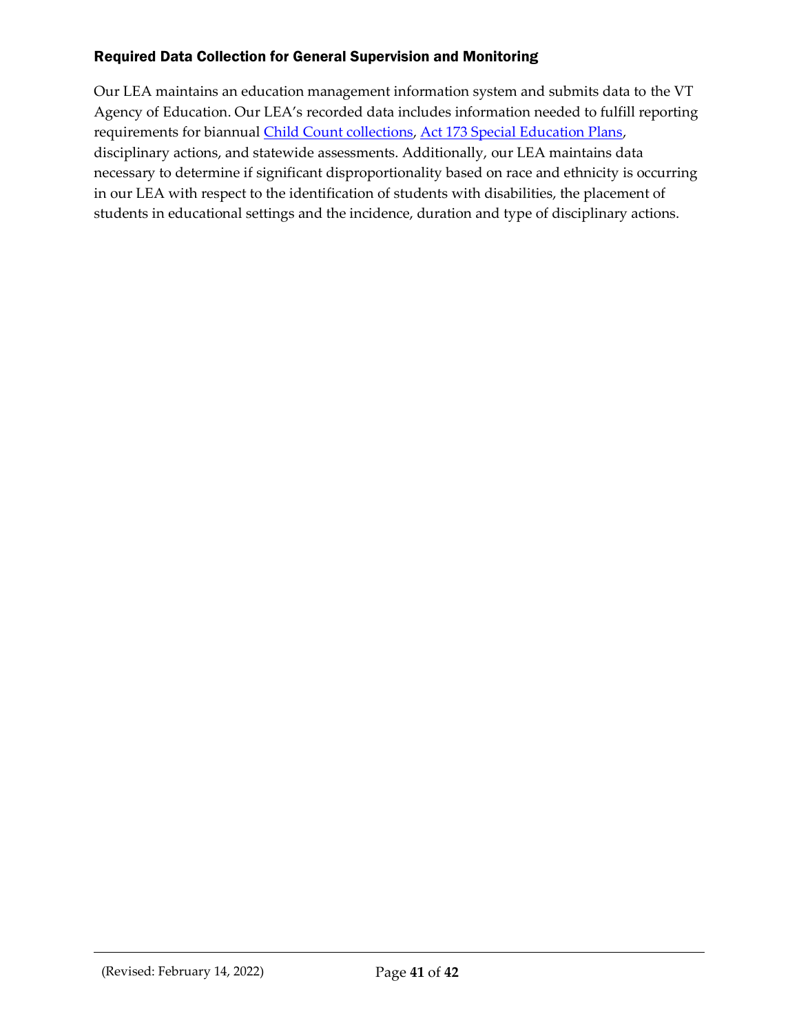### Required Data Collection for General Supervision and Monitoring

Our LEA maintains an education management information system and submits data to the VT Agency of Education. Our LEA's recorded data includes information needed to fulfill reporting requirements for biannual Child Count collections, Act 173 Special Education Plans, disciplinary actions, and statewide assessments. Additionally, our LEA maintains data necessary to determine if significant disproportionality based on race and ethnicity is occurring in our LEA with respect to the identification of students with disabilities, the placement of students in educational settings and the incidence, duration and type of disciplinary actions.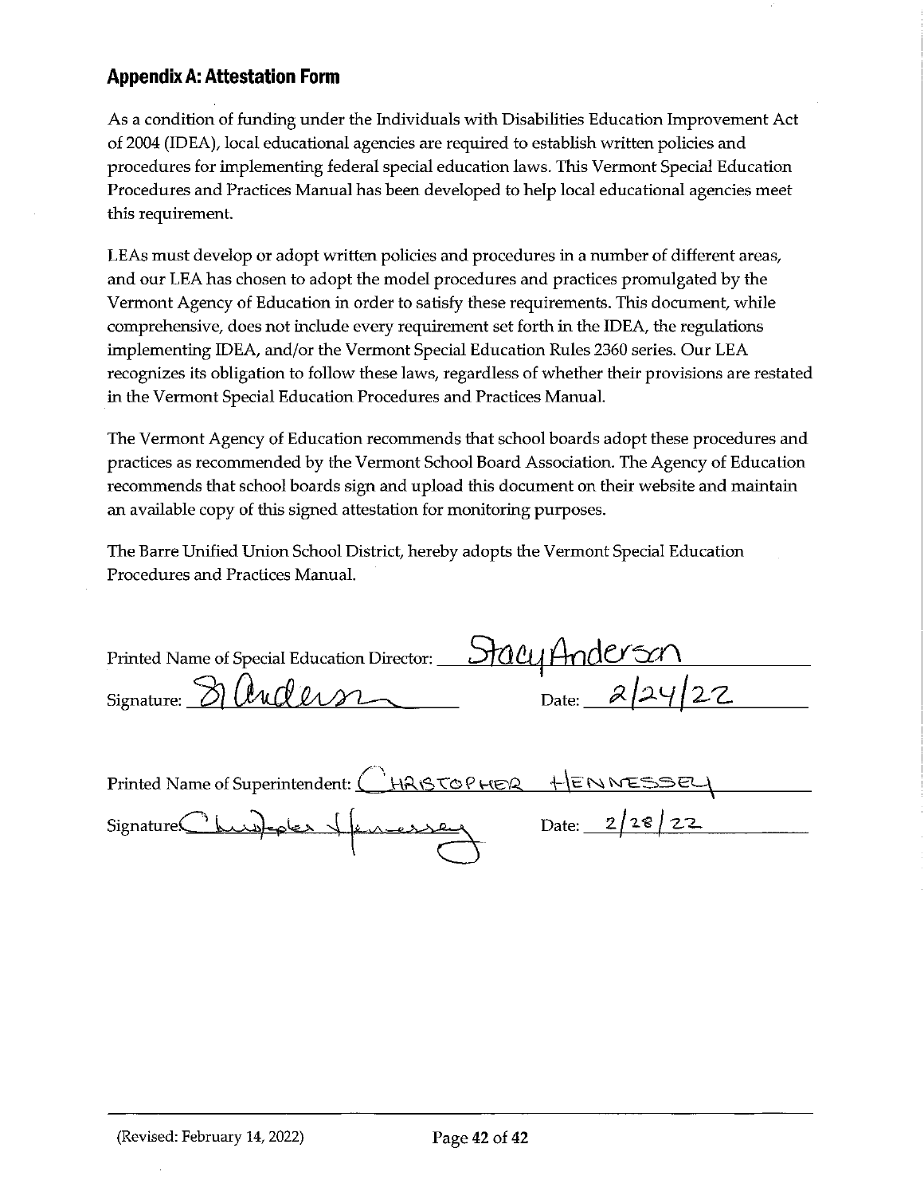## Appendix A: Attestation Form

As a condition of funding under the Individuals with Disabilities Education Improvement Act of 2004 (IDEA), local educational agencies are required to establish written policies and procedures for implementing federal special education laws. This Vermont Special Education Procedures and Practices Manual has been developed to help local educational agencies meet this requirement.

LEAs must develop or adopt written policies and procedures in a number of different areas, and our LEA has chosen to adopt the model procedures and practices promulgated by the Vermont Agency of Education in order to satisfy these requirements. This document, while comprehensive, does not include every requirement set forth in the IDEA, the regulations implementing IDEA, and/or the Vermont Special Education Rules 2360 series. Our LEA recognizes its obligation to follow these laws, regardless of whether their provisions are restated in the Vermont Special Education Procedures and Practices Manual.

The Vermont Agency of Education recommends that school boards adopt these procedures and practices as recommended by the Vermont School Board Association. The Agency of Education recommends that school boards sign and upload this document on their website and maintain an available copy of this signed attestation for monitoring purposes.

The Barre Unified Union School District, hereby adopts the Vermont Special Education Procedures and Practices Manual.

Printed Name of Special Education Director: Stacy Anderson

Signature: S Anderson Date: 2/24/22

Printed Name of Superintendent: CHRISTOPHER HENNESSEY

Signature: Christopher Hennessey Date: 2/28/22

(Revised: February 14, 2022)